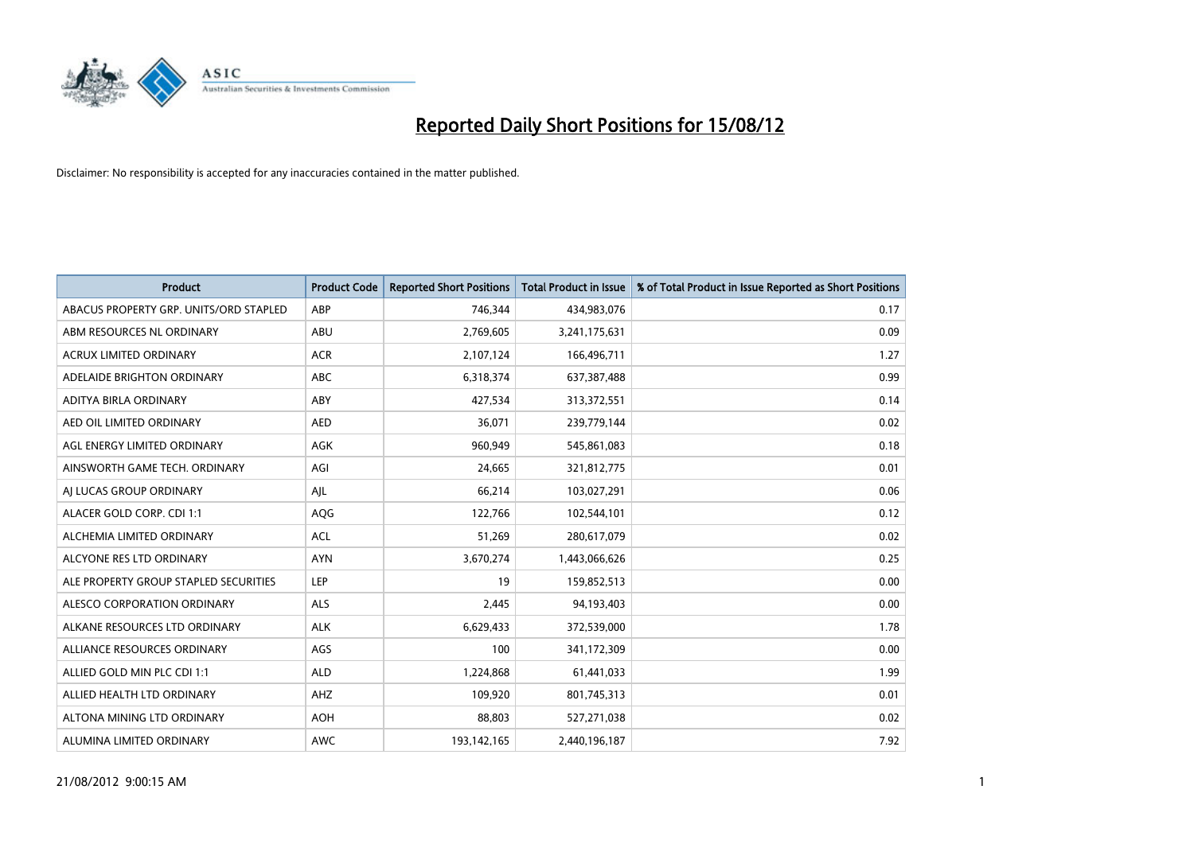# Reported Daily Short Positions for 15/08/12

Disclaimer: No responsibility is accepted for any inaccuracies contained in the matter published.

| Product | Product Code | Reported Short Positions | Total Product in Issue | % of Total Product in Issue Reported as Short Positions |
|---|---|---|---|---|
| ABACUS PROPERTY GRP. UNITS/ORD STAPLED | ABP | 746,344 | 434,983,076 | 0.17 |
| ABM RESOURCES NL ORDINARY | ABU | 2,769,605 | 3,241,175,631 | 0.09 |
| ACRUX LIMITED ORDINARY | ACR | 2,107,124 | 166,496,711 | 1.27 |
| ADELAIDE BRIGHTON ORDINARY | ABC | 6,318,374 | 637,387,488 | 0.99 |
| ADITYA BIRLA ORDINARY | ABY | 427,534 | 313,372,551 | 0.14 |
| AED OIL LIMITED ORDINARY | AED | 36,071 | 239,779,144 | 0.02 |
| AGL ENERGY LIMITED ORDINARY | AGK | 960,949 | 545,861,083 | 0.18 |
| AINSWORTH GAME TECH. ORDINARY | AGI | 24,665 | 321,812,775 | 0.01 |
| AJ LUCAS GROUP ORDINARY | AJL | 66,214 | 103,027,291 | 0.06 |
| ALACER GOLD CORP. CDI 1:1 | AQG | 122,766 | 102,544,101 | 0.12 |
| ALCHEMIA LIMITED ORDINARY | ACL | 51,269 | 280,617,079 | 0.02 |
| ALCYONE RES LTD ORDINARY | AYN | 3,670,274 | 1,443,066,626 | 0.25 |
| ALE PROPERTY GROUP STAPLED SECURITIES | LEP | 19 | 159,852,513 | 0.00 |
| ALESCO CORPORATION ORDINARY | ALS | 2,445 | 94,193,403 | 0.00 |
| ALKANE RESOURCES LTD ORDINARY | ALK | 6,629,433 | 372,539,000 | 1.78 |
| ALLIANCE RESOURCES ORDINARY | AGS | 100 | 341,172,309 | 0.00 |
| ALLIED GOLD MIN PLC CDI 1:1 | ALD | 1,224,868 | 61,441,033 | 1.99 |
| ALLIED HEALTH LTD ORDINARY | AHZ | 109,920 | 801,745,313 | 0.01 |
| ALTONA MINING LTD ORDINARY | AOH | 88,803 | 527,271,038 | 0.02 |
| ALUMINA LIMITED ORDINARY | AWC | 193,142,165 | 2,440,196,187 | 7.92 |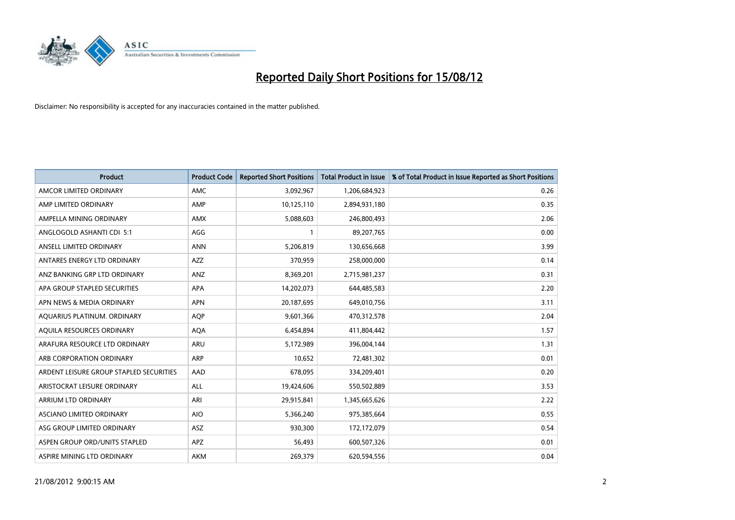# Reported Daily Short Positions for 15/08/12

Disclaimer: No responsibility is accepted for any inaccuracies contained in the matter published.

| Product | Product Code | Reported Short Positions | Total Product in Issue | % of Total Product in Issue Reported as Short Positions |
|---|---|---|---|---|
| AMCOR LIMITED ORDINARY | AMC | 3,092,967 | 1,206,684,923 | 0.26 |
| AMP LIMITED ORDINARY | AMP | 10,125,110 | 2,894,931,180 | 0.35 |
| AMPELLA MINING ORDINARY | AMX | 5,088,603 | 246,800,493 | 2.06 |
| ANGLOGOLD ASHANTI CDI 5:1 | AGG | 1 | 89,207,765 | 0.00 |
| ANSELL LIMITED ORDINARY | ANN | 5,206,819 | 130,656,668 | 3.99 |
| ANTARES ENERGY LTD ORDINARY | AZZ | 370,959 | 258,000,000 | 0.14 |
| ANZ BANKING GRP LTD ORDINARY | ANZ | 8,369,201 | 2,715,981,237 | 0.31 |
| APA GROUP STAPLED SECURITIES | APA | 14,202,073 | 644,485,583 | 2.20 |
| APN NEWS & MEDIA ORDINARY | APN | 20,187,695 | 649,010,756 | 3.11 |
| AQUARIUS PLATINUM. ORDINARY | AQP | 9,601,366 | 470,312,578 | 2.04 |
| AQUILA RESOURCES ORDINARY | AQA | 6,454,894 | 411,804,442 | 1.57 |
| ARAFURA RESOURCE LTD ORDINARY | ARU | 5,172,989 | 396,004,144 | 1.31 |
| ARB CORPORATION ORDINARY | ARP | 10,652 | 72,481,302 | 0.01 |
| ARDENT LEISURE GROUP STAPLED SECURITIES | AAD | 678,095 | 334,209,401 | 0.20 |
| ARISTOCRAT LEISURE ORDINARY | ALL | 19,424,606 | 550,502,889 | 3.53 |
| ARRIUM LTD ORDINARY | ARI | 29,915,841 | 1,345,665,626 | 2.22 |
| ASCIANO LIMITED ORDINARY | AIO | 5,366,240 | 975,385,664 | 0.55 |
| ASG GROUP LIMITED ORDINARY | ASZ | 930,300 | 172,172,079 | 0.54 |
| ASPEN GROUP ORD/UNITS STAPLED | APZ | 56,493 | 600,507,326 | 0.01 |
| ASPIRE MINING LTD ORDINARY | AKM | 269,379 | 620,594,556 | 0.04 |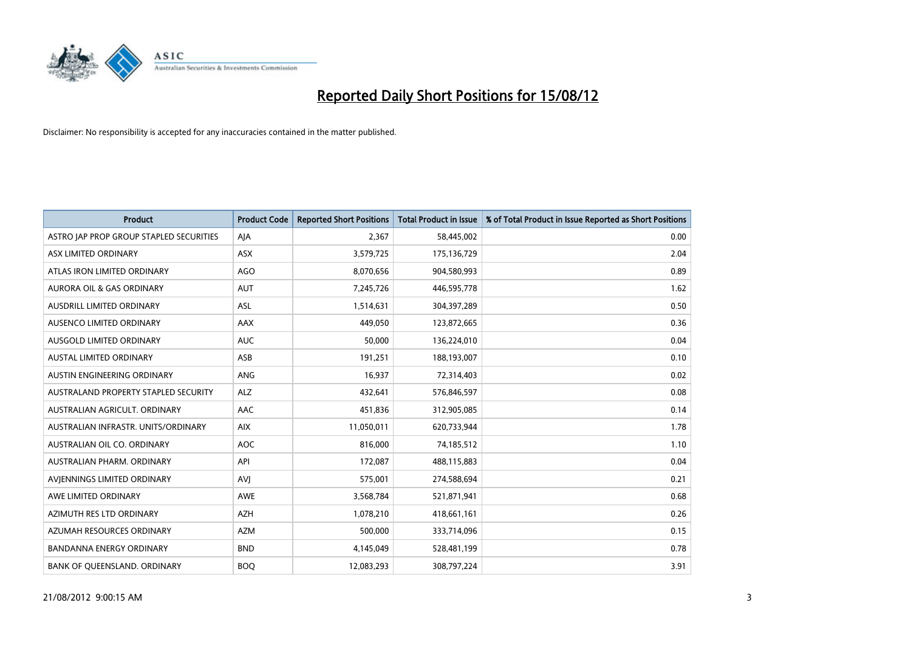# Reported Daily Short Positions for 15/08/12

Disclaimer: No responsibility is accepted for any inaccuracies contained in the matter published.

| Product | Product Code | Reported Short Positions | Total Product in Issue | % of Total Product in Issue Reported as Short Positions |
|---|---|---|---|---|
| ASTRO JAP PROP GROUP STAPLED SECURITIES | AJA | 2,367 | 58,445,002 | 0.00 |
| ASX LIMITED ORDINARY | ASX | 3,579,725 | 175,136,729 | 2.04 |
| ATLAS IRON LIMITED ORDINARY | AGO | 8,070,656 | 904,580,993 | 0.89 |
| AURORA OIL & GAS ORDINARY | AUT | 7,245,726 | 446,595,778 | 1.62 |
| AUSDRILL LIMITED ORDINARY | ASL | 1,514,631 | 304,397,289 | 0.50 |
| AUSENCO LIMITED ORDINARY | AAX | 449,050 | 123,872,665 | 0.36 |
| AUSGOLD LIMITED ORDINARY | AUC | 50,000 | 136,224,010 | 0.04 |
| AUSTAL LIMITED ORDINARY | ASB | 191,251 | 188,193,007 | 0.10 |
| AUSTIN ENGINEERING ORDINARY | ANG | 16,937 | 72,314,403 | 0.02 |
| AUSTRALAND PROPERTY STAPLED SECURITY | ALZ | 432,641 | 576,846,597 | 0.08 |
| AUSTRALIAN AGRICULT. ORDINARY | AAC | 451,836 | 312,905,085 | 0.14 |
| AUSTRALIAN INFRASTR. UNITS/ORDINARY | AIX | 11,050,011 | 620,733,944 | 1.78 |
| AUSTRALIAN OIL CO. ORDINARY | AOC | 816,000 | 74,185,512 | 1.10 |
| AUSTRALIAN PHARM. ORDINARY | API | 172,087 | 488,115,883 | 0.04 |
| AVJENNINGS LIMITED ORDINARY | AVJ | 575,001 | 274,588,694 | 0.21 |
| AWE LIMITED ORDINARY | AWE | 3,568,784 | 521,871,941 | 0.68 |
| AZIMUTH RES LTD ORDINARY | AZH | 1,078,210 | 418,661,161 | 0.26 |
| AZUMAH RESOURCES ORDINARY | AZM | 500,000 | 333,714,096 | 0.15 |
| BANDANNA ENERGY ORDINARY | BND | 4,145,049 | 528,481,199 | 0.78 |
| BANK OF QUEENSLAND. ORDINARY | BOQ | 12,083,293 | 308,797,224 | 3.91 |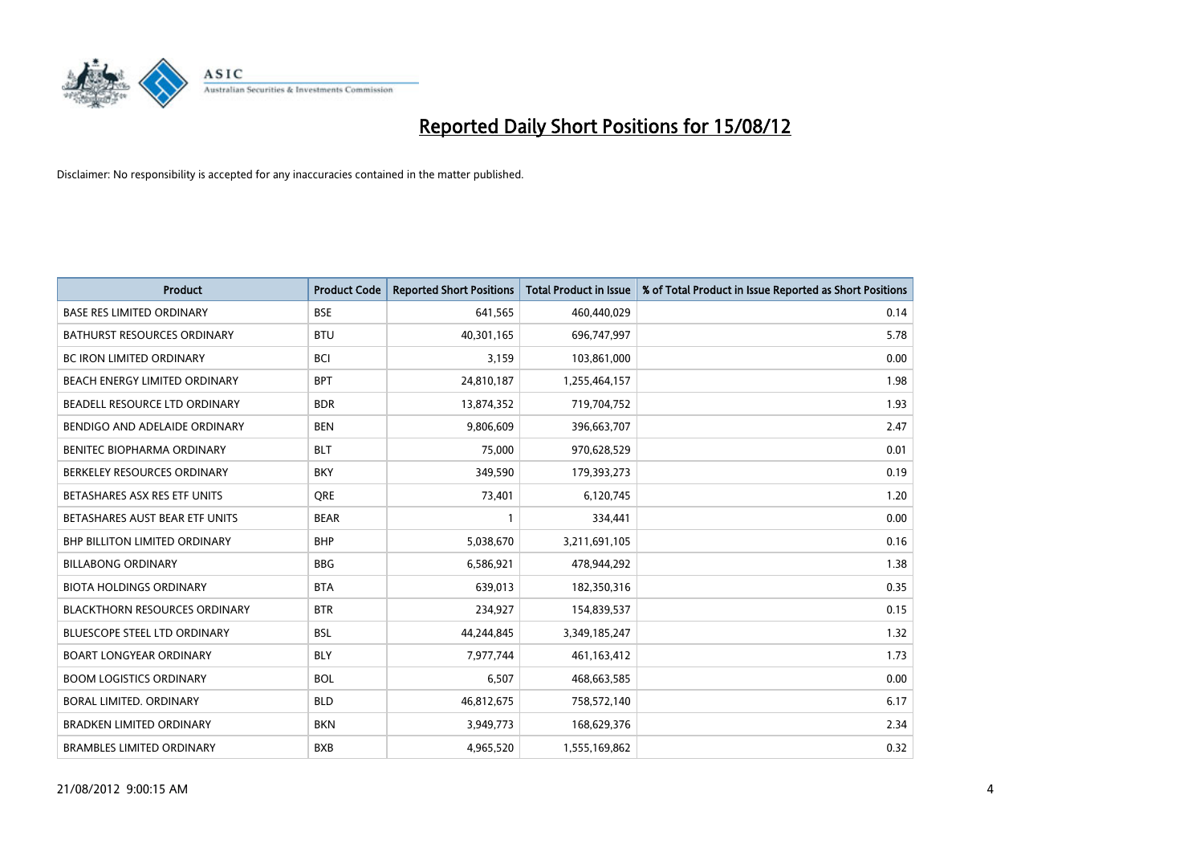# Reported Daily Short Positions for 15/08/12

Disclaimer: No responsibility is accepted for any inaccuracies contained in the matter published.

| Product | Product Code | Reported Short Positions | Total Product in Issue | % of Total Product in Issue Reported as Short Positions |
|---|---|---|---|---|
| BASE RES LIMITED ORDINARY | BSE | 641,565 | 460,440,029 | 0.14 |
| BATHURST RESOURCES ORDINARY | BTU | 40,301,165 | 696,747,997 | 5.78 |
| BC IRON LIMITED ORDINARY | BCI | 3,159 | 103,861,000 | 0.00 |
| BEACH ENERGY LIMITED ORDINARY | BPT | 24,810,187 | 1,255,464,157 | 1.98 |
| BEADELL RESOURCE LTD ORDINARY | BDR | 13,874,352 | 719,704,752 | 1.93 |
| BENDIGO AND ADELAIDE ORDINARY | BEN | 9,806,609 | 396,663,707 | 2.47 |
| BENITEC BIOPHARMA ORDINARY | BLT | 75,000 | 970,628,529 | 0.01 |
| BERKELEY RESOURCES ORDINARY | BKY | 349,590 | 179,393,273 | 0.19 |
| BETASHARES ASX RES ETF UNITS | QRE | 73,401 | 6,120,745 | 1.20 |
| BETASHARES AUST BEAR ETF UNITS | BEAR | 1 | 334,441 | 0.00 |
| BHP BILLITON LIMITED ORDINARY | BHP | 5,038,670 | 3,211,691,105 | 0.16 |
| BILLABONG ORDINARY | BBG | 6,586,921 | 478,944,292 | 1.38 |
| BIOTA HOLDINGS ORDINARY | BTA | 639,013 | 182,350,316 | 0.35 |
| BLACKTHORN RESOURCES ORDINARY | BTR | 234,927 | 154,839,537 | 0.15 |
| BLUESCOPE STEEL LTD ORDINARY | BSL | 44,244,845 | 3,349,185,247 | 1.32 |
| BOART LONGYEAR ORDINARY | BLY | 7,977,744 | 461,163,412 | 1.73 |
| BOOM LOGISTICS ORDINARY | BOL | 6,507 | 468,663,585 | 0.00 |
| BORAL LIMITED. ORDINARY | BLD | 46,812,675 | 758,572,140 | 6.17 |
| BRADKEN LIMITED ORDINARY | BKN | 3,949,773 | 168,629,376 | 2.34 |
| BRAMBLES LIMITED ORDINARY | BXB | 4,965,520 | 1,555,169,862 | 0.32 |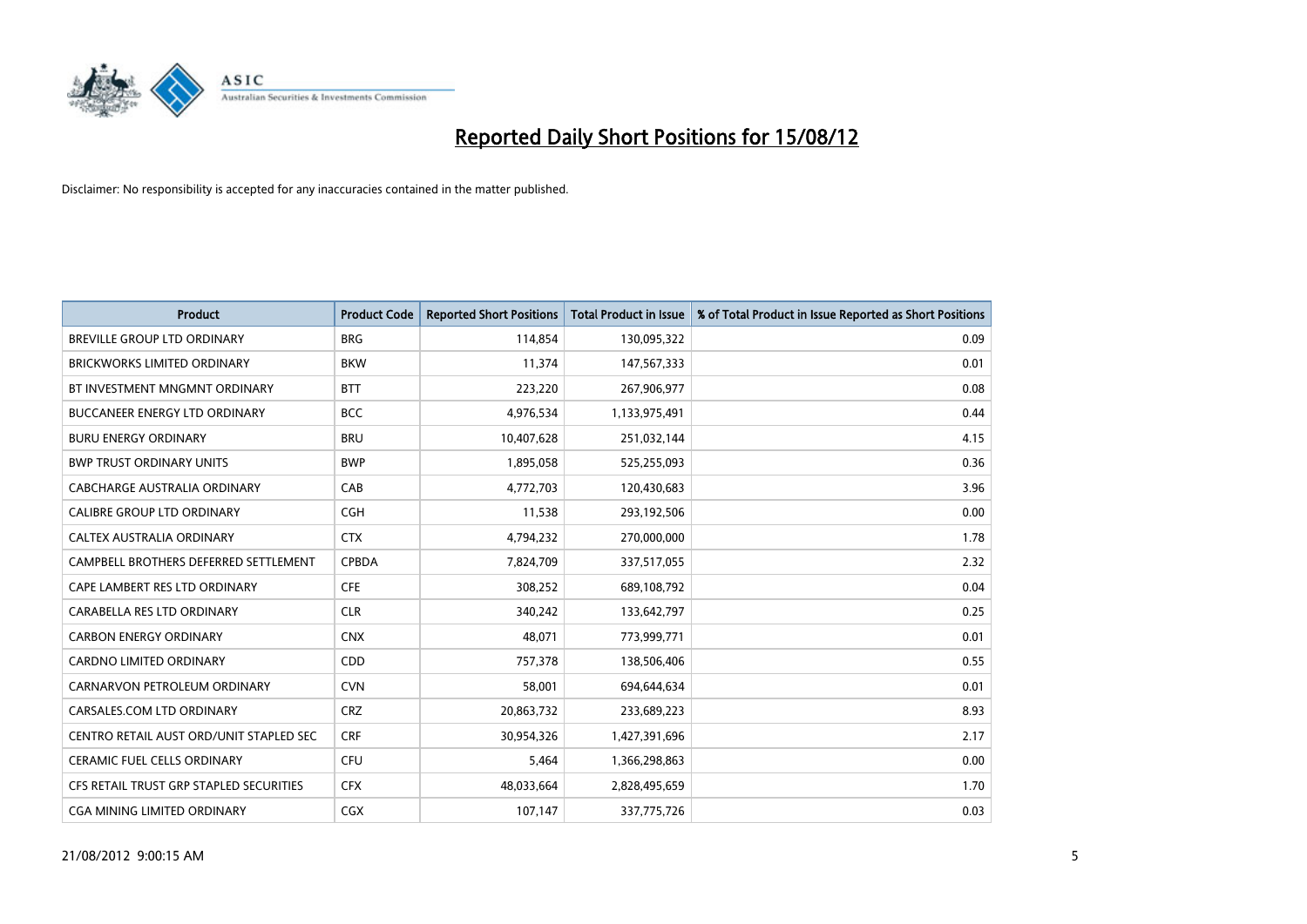# Reported Daily Short Positions for 15/08/12

Disclaimer: No responsibility is accepted for any inaccuracies contained in the matter published.

| Product | Product Code | Reported Short Positions | Total Product in Issue | % of Total Product in Issue Reported as Short Positions |
|---|---|---|---|---|
| BREVILLE GROUP LTD ORDINARY | BRG | 114,854 | 130,095,322 | 0.09 |
| BRICKWORKS LIMITED ORDINARY | BKW | 11,374 | 147,567,333 | 0.01 |
| BT INVESTMENT MNGMNT ORDINARY | BTT | 223,220 | 267,906,977 | 0.08 |
| BUCCANEER ENERGY LTD ORDINARY | BCC | 4,976,534 | 1,133,975,491 | 0.44 |
| BURU ENERGY ORDINARY | BRU | 10,407,628 | 251,032,144 | 4.15 |
| BWP TRUST ORDINARY UNITS | BWP | 1,895,058 | 525,255,093 | 0.36 |
| CABCHARGE AUSTRALIA ORDINARY | CAB | 4,772,703 | 120,430,683 | 3.96 |
| CALIBRE GROUP LTD ORDINARY | CGH | 11,538 | 293,192,506 | 0.00 |
| CALTEX AUSTRALIA ORDINARY | CTX | 4,794,232 | 270,000,000 | 1.78 |
| CAMPBELL BROTHERS DEFERRED SETTLEMENT | CPBDA | 7,824,709 | 337,517,055 | 2.32 |
| CAPE LAMBERT RES LTD ORDINARY | CFE | 308,252 | 689,108,792 | 0.04 |
| CARABELLA RES LTD ORDINARY | CLR | 340,242 | 133,642,797 | 0.25 |
| CARBON ENERGY ORDINARY | CNX | 48,071 | 773,999,771 | 0.01 |
| CARDNO LIMITED ORDINARY | CDD | 757,378 | 138,506,406 | 0.55 |
| CARNARVON PETROLEUM ORDINARY | CVN | 58,001 | 694,644,634 | 0.01 |
| CARSALES.COM LTD ORDINARY | CRZ | 20,863,732 | 233,689,223 | 8.93 |
| CENTRO RETAIL AUST ORD/UNIT STAPLED SEC | CRF | 30,954,326 | 1,427,391,696 | 2.17 |
| CERAMIC FUEL CELLS ORDINARY | CFU | 5,464 | 1,366,298,863 | 0.00 |
| CFS RETAIL TRUST GRP STAPLED SECURITIES | CFX | 48,033,664 | 2,828,495,659 | 1.70 |
| CGA MINING LIMITED ORDINARY | CGX | 107,147 | 337,775,726 | 0.03 |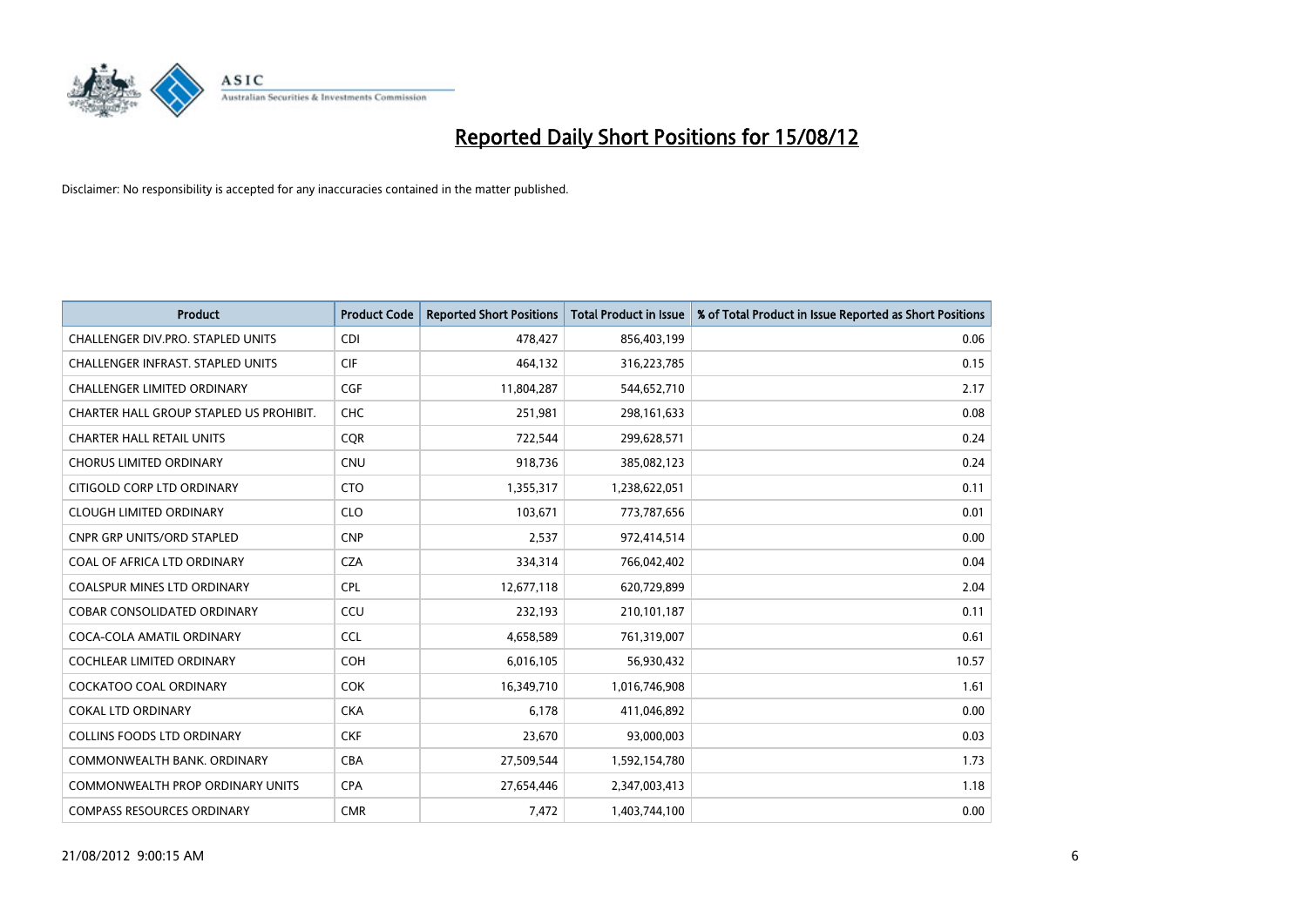# Reported Daily Short Positions for 15/08/12

Disclaimer: No responsibility is accepted for any inaccuracies contained in the matter published.

| Product | Product Code | Reported Short Positions | Total Product in Issue | % of Total Product in Issue Reported as Short Positions |
|---|---|---|---|---|
| CHALLENGER DIV.PRO. STAPLED UNITS | CDI | 478,427 | 856,403,199 | 0.06 |
| CHALLENGER INFRAST. STAPLED UNITS | CIF | 464,132 | 316,223,785 | 0.15 |
| CHALLENGER LIMITED ORDINARY | CGF | 11,804,287 | 544,652,710 | 2.17 |
| CHARTER HALL GROUP STAPLED US PROHIBIT. | CHC | 251,981 | 298,161,633 | 0.08 |
| CHARTER HALL RETAIL UNITS | CQR | 722,544 | 299,628,571 | 0.24 |
| CHORUS LIMITED ORDINARY | CNU | 918,736 | 385,082,123 | 0.24 |
| CITIGOLD CORP LTD ORDINARY | CTO | 1,355,317 | 1,238,622,051 | 0.11 |
| CLOUGH LIMITED ORDINARY | CLO | 103,671 | 773,787,656 | 0.01 |
| CNPR GRP UNITS/ORD STAPLED | CNP | 2,537 | 972,414,514 | 0.00 |
| COAL OF AFRICA LTD ORDINARY | CZA | 334,314 | 766,042,402 | 0.04 |
| COALSPUR MINES LTD ORDINARY | CPL | 12,677,118 | 620,729,899 | 2.04 |
| COBAR CONSOLIDATED ORDINARY | CCU | 232,193 | 210,101,187 | 0.11 |
| COCA-COLA AMATIL ORDINARY | CCL | 4,658,589 | 761,319,007 | 0.61 |
| COCHLEAR LIMITED ORDINARY | COH | 6,016,105 | 56,930,432 | 10.57 |
| COCKATOO COAL ORDINARY | COK | 16,349,710 | 1,016,746,908 | 1.61 |
| COKAL LTD ORDINARY | CKA | 6,178 | 411,046,892 | 0.00 |
| COLLINS FOODS LTD ORDINARY | CKF | 23,670 | 93,000,003 | 0.03 |
| COMMONWEALTH BANK. ORDINARY | CBA | 27,509,544 | 1,592,154,780 | 1.73 |
| COMMONWEALTH PROP ORDINARY UNITS | CPA | 27,654,446 | 2,347,003,413 | 1.18 |
| COMPASS RESOURCES ORDINARY | CMR | 7,472 | 1,403,744,100 | 0.00 |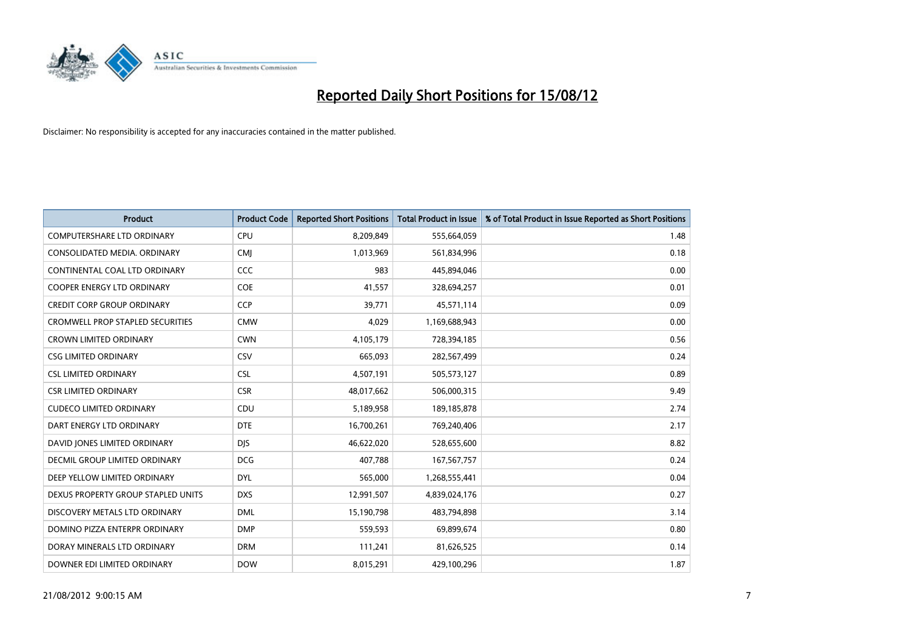# Reported Daily Short Positions for 15/08/12

Disclaimer: No responsibility is accepted for any inaccuracies contained in the matter published.

| Product | Product Code | Reported Short Positions | Total Product in Issue | % of Total Product in Issue Reported as Short Positions |
|---|---|---|---|---|
| COMPUTERSHARE LTD ORDINARY | CPU | 8,209,849 | 555,664,059 | 1.48 |
| CONSOLIDATED MEDIA. ORDINARY | CMJ | 1,013,969 | 561,834,996 | 0.18 |
| CONTINENTAL COAL LTD ORDINARY | CCC | 983 | 445,894,046 | 0.00 |
| COOPER ENERGY LTD ORDINARY | COE | 41,557 | 328,694,257 | 0.01 |
| CREDIT CORP GROUP ORDINARY | CCP | 39,771 | 45,571,114 | 0.09 |
| CROMWELL PROP STAPLED SECURITIES | CMW | 4,029 | 1,169,688,943 | 0.00 |
| CROWN LIMITED ORDINARY | CWN | 4,105,179 | 728,394,185 | 0.56 |
| CSG LIMITED ORDINARY | CSV | 665,093 | 282,567,499 | 0.24 |
| CSL LIMITED ORDINARY | CSL | 4,507,191 | 505,573,127 | 0.89 |
| CSR LIMITED ORDINARY | CSR | 48,017,662 | 506,000,315 | 9.49 |
| CUDECO LIMITED ORDINARY | CDU | 5,189,958 | 189,185,878 | 2.74 |
| DART ENERGY LTD ORDINARY | DTE | 16,700,261 | 769,240,406 | 2.17 |
| DAVID JONES LIMITED ORDINARY | DJS | 46,622,020 | 528,655,600 | 8.82 |
| DECMIL GROUP LIMITED ORDINARY | DCG | 407,788 | 167,567,757 | 0.24 |
| DEEP YELLOW LIMITED ORDINARY | DYL | 565,000 | 1,268,555,441 | 0.04 |
| DEXUS PROPERTY GROUP STAPLED UNITS | DXS | 12,991,507 | 4,839,024,176 | 0.27 |
| DISCOVERY METALS LTD ORDINARY | DML | 15,190,798 | 483,794,898 | 3.14 |
| DOMINO PIZZA ENTERPR ORDINARY | DMP | 559,593 | 69,899,674 | 0.80 |
| DORAY MINERALS LTD ORDINARY | DRM | 111,241 | 81,626,525 | 0.14 |
| DOWNER EDI LIMITED ORDINARY | DOW | 8,015,291 | 429,100,296 | 1.87 |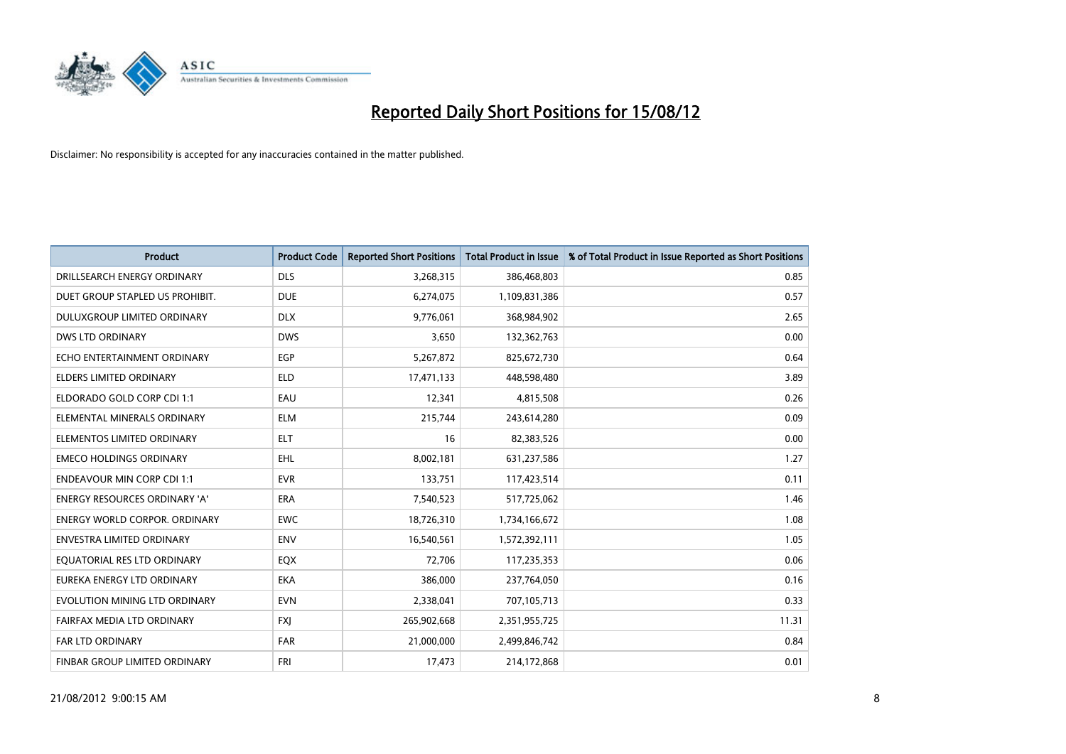# Reported Daily Short Positions for 15/08/12

Disclaimer: No responsibility is accepted for any inaccuracies contained in the matter published.

| Product | Product Code | Reported Short Positions | Total Product in Issue | % of Total Product in Issue Reported as Short Positions |
|---|---|---|---|---|
| DRILLSEARCH ENERGY ORDINARY | DLS | 3,268,315 | 386,468,803 | 0.85 |
| DUET GROUP STAPLED US PROHIBIT. | DUE | 6,274,075 | 1,109,831,386 | 0.57 |
| DULUXGROUP LIMITED ORDINARY | DLX | 9,776,061 | 368,984,902 | 2.65 |
| DWS LTD ORDINARY | DWS | 3,650 | 132,362,763 | 0.00 |
| ECHO ENTERTAINMENT ORDINARY | EGP | 5,267,872 | 825,672,730 | 0.64 |
| ELDERS LIMITED ORDINARY | ELD | 17,471,133 | 448,598,480 | 3.89 |
| ELDORADO GOLD CORP CDI 1:1 | EAU | 12,341 | 4,815,508 | 0.26 |
| ELEMENTAL MINERALS ORDINARY | ELM | 215,744 | 243,614,280 | 0.09 |
| ELEMENTOS LIMITED ORDINARY | ELT | 16 | 82,383,526 | 0.00 |
| EMECO HOLDINGS ORDINARY | EHL | 8,002,181 | 631,237,586 | 1.27 |
| ENDEAVOUR MIN CORP CDI 1:1 | EVR | 133,751 | 117,423,514 | 0.11 |
| ENERGY RESOURCES ORDINARY 'A' | ERA | 7,540,523 | 517,725,062 | 1.46 |
| ENERGY WORLD CORPOR. ORDINARY | EWC | 18,726,310 | 1,734,166,672 | 1.08 |
| ENVESTRA LIMITED ORDINARY | ENV | 16,540,561 | 1,572,392,111 | 1.05 |
| EQUATORIAL RES LTD ORDINARY | EQX | 72,706 | 117,235,353 | 0.06 |
| EUREKA ENERGY LTD ORDINARY | EKA | 386,000 | 237,764,050 | 0.16 |
| EVOLUTION MINING LTD ORDINARY | EVN | 2,338,041 | 707,105,713 | 0.33 |
| FAIRFAX MEDIA LTD ORDINARY | FXJ | 265,902,668 | 2,351,955,725 | 11.31 |
| FAR LTD ORDINARY | FAR | 21,000,000 | 2,499,846,742 | 0.84 |
| FINBAR GROUP LIMITED ORDINARY | FRI | 17,473 | 214,172,868 | 0.01 |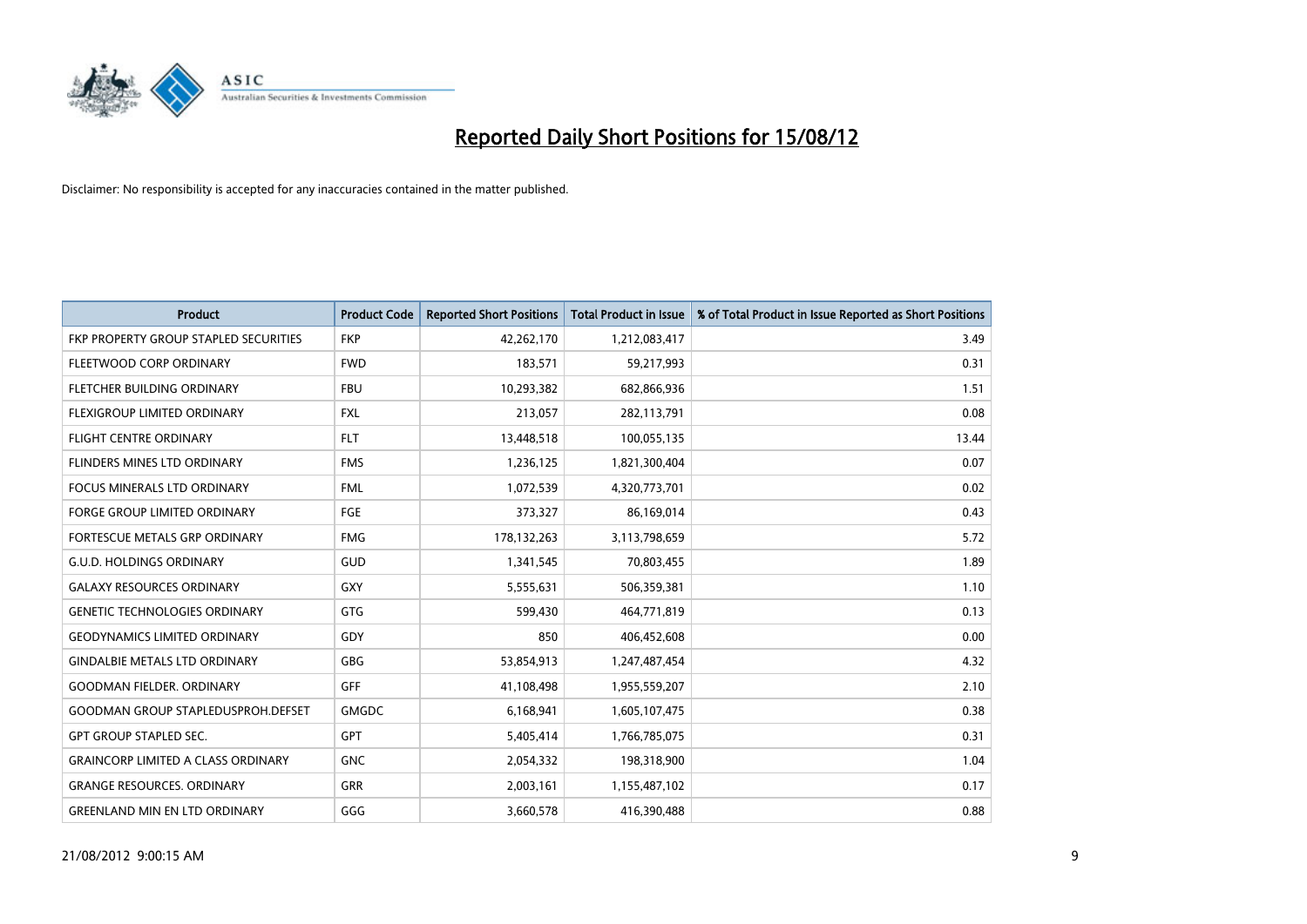# Reported Daily Short Positions for 15/08/12

Disclaimer: No responsibility is accepted for any inaccuracies contained in the matter published.

| Product | Product Code | Reported Short Positions | Total Product in Issue | % of Total Product in Issue Reported as Short Positions |
|---|---|---|---|---|
| FKP PROPERTY GROUP STAPLED SECURITIES | FKP | 42,262,170 | 1,212,083,417 | 3.49 |
| FLEETWOOD CORP ORDINARY | FWD | 183,571 | 59,217,993 | 0.31 |
| FLETCHER BUILDING ORDINARY | FBU | 10,293,382 | 682,866,936 | 1.51 |
| FLEXIGROUP LIMITED ORDINARY | FXL | 213,057 | 282,113,791 | 0.08 |
| FLIGHT CENTRE ORDINARY | FLT | 13,448,518 | 100,055,135 | 13.44 |
| FLINDERS MINES LTD ORDINARY | FMS | 1,236,125 | 1,821,300,404 | 0.07 |
| FOCUS MINERALS LTD ORDINARY | FML | 1,072,539 | 4,320,773,701 | 0.02 |
| FORGE GROUP LIMITED ORDINARY | FGE | 373,327 | 86,169,014 | 0.43 |
| FORTESCUE METALS GRP ORDINARY | FMG | 178,132,263 | 3,113,798,659 | 5.72 |
| G.U.D. HOLDINGS ORDINARY | GUD | 1,341,545 | 70,803,455 | 1.89 |
| GALAXY RESOURCES ORDINARY | GXY | 5,555,631 | 506,359,381 | 1.10 |
| GENETIC TECHNOLOGIES ORDINARY | GTG | 599,430 | 464,771,819 | 0.13 |
| GEODYNAMICS LIMITED ORDINARY | GDY | 850 | 406,452,608 | 0.00 |
| GINDALBIE METALS LTD ORDINARY | GBG | 53,854,913 | 1,247,487,454 | 4.32 |
| GOODMAN FIELDER. ORDINARY | GFF | 41,108,498 | 1,955,559,207 | 2.10 |
| GOODMAN GROUP STAPLEDUSPROH.DEFSET | GMGDC | 6,168,941 | 1,605,107,475 | 0.38 |
| GPT GROUP STAPLED SEC. | GPT | 5,405,414 | 1,766,785,075 | 0.31 |
| GRAINCORP LIMITED A CLASS ORDINARY | GNC | 2,054,332 | 198,318,900 | 1.04 |
| GRANGE RESOURCES. ORDINARY | GRR | 2,003,161 | 1,155,487,102 | 0.17 |
| GREENLAND MIN EN LTD ORDINARY | GGG | 3,660,578 | 416,390,488 | 0.88 |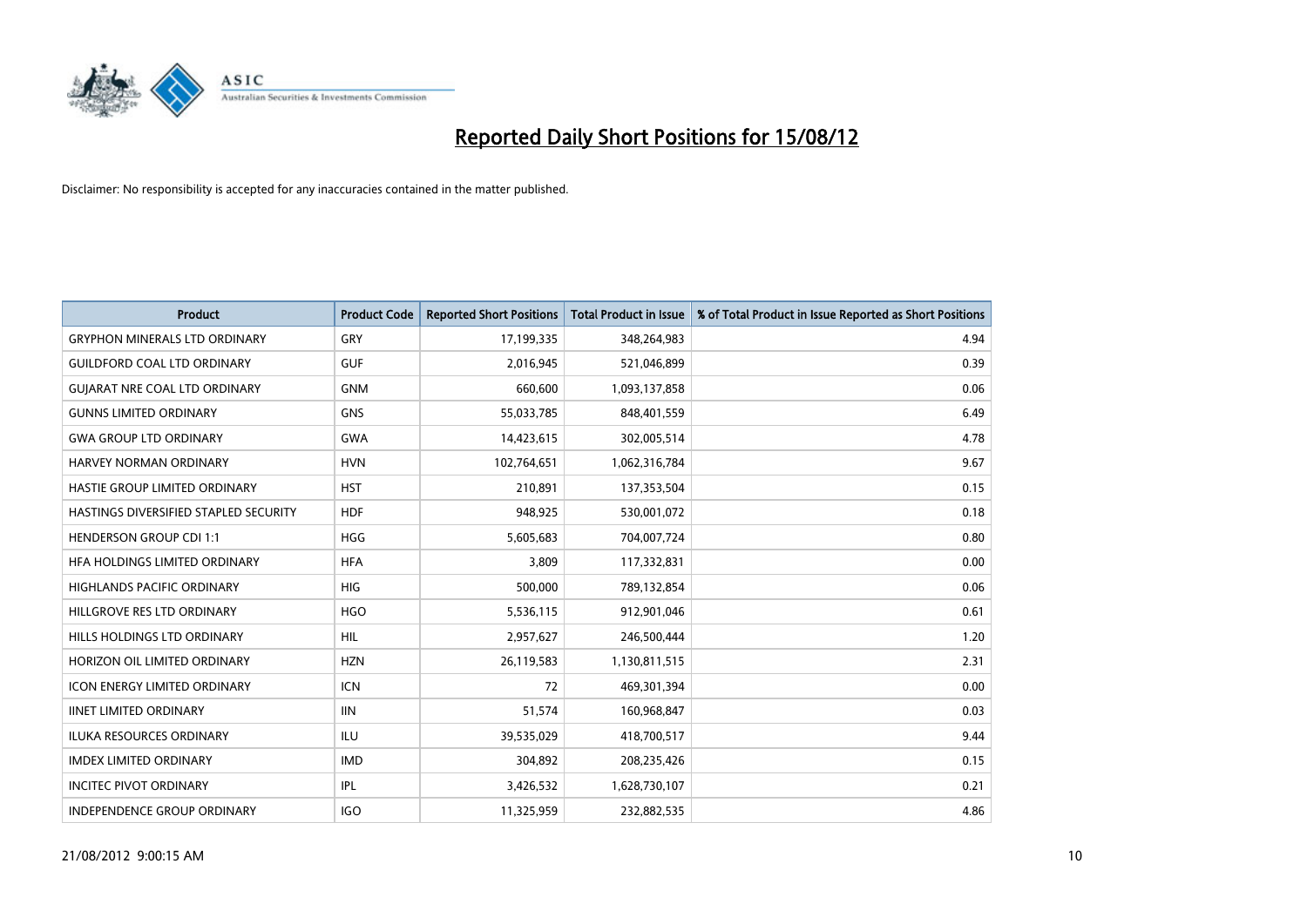# Reported Daily Short Positions for 15/08/12

Disclaimer: No responsibility is accepted for any inaccuracies contained in the matter published.

| Product | Product Code | Reported Short Positions | Total Product in Issue | % of Total Product in Issue Reported as Short Positions |
|---|---|---|---|---|
| GRYPHON MINERALS LTD ORDINARY | GRY | 17,199,335 | 348,264,983 | 4.94 |
| GUILDFORD COAL LTD ORDINARY | GUF | 2,016,945 | 521,046,899 | 0.39 |
| GUJARAT NRE COAL LTD ORDINARY | GNM | 660,600 | 1,093,137,858 | 0.06 |
| GUNNS LIMITED ORDINARY | GNS | 55,033,785 | 848,401,559 | 6.49 |
| GWA GROUP LTD ORDINARY | GWA | 14,423,615 | 302,005,514 | 4.78 |
| HARVEY NORMAN ORDINARY | HVN | 102,764,651 | 1,062,316,784 | 9.67 |
| HASTIE GROUP LIMITED ORDINARY | HST | 210,891 | 137,353,504 | 0.15 |
| HASTINGS DIVERSIFIED STAPLED SECURITY | HDF | 948,925 | 530,001,072 | 0.18 |
| HENDERSON GROUP CDI 1:1 | HGG | 5,605,683 | 704,007,724 | 0.80 |
| HFA HOLDINGS LIMITED ORDINARY | HFA | 3,809 | 117,332,831 | 0.00 |
| HIGHLANDS PACIFIC ORDINARY | HIG | 500,000 | 789,132,854 | 0.06 |
| HILLGROVE RES LTD ORDINARY | HGO | 5,536,115 | 912,901,046 | 0.61 |
| HILLS HOLDINGS LTD ORDINARY | HIL | 2,957,627 | 246,500,444 | 1.20 |
| HORIZON OIL LIMITED ORDINARY | HZN | 26,119,583 | 1,130,811,515 | 2.31 |
| ICON ENERGY LIMITED ORDINARY | ICN | 72 | 469,301,394 | 0.00 |
| IINET LIMITED ORDINARY | IIN | 51,574 | 160,968,847 | 0.03 |
| ILUKA RESOURCES ORDINARY | ILU | 39,535,029 | 418,700,517 | 9.44 |
| IMDEX LIMITED ORDINARY | IMD | 304,892 | 208,235,426 | 0.15 |
| INCITEC PIVOT ORDINARY | IPL | 3,426,532 | 1,628,730,107 | 0.21 |
| INDEPENDENCE GROUP ORDINARY | IGO | 11,325,959 | 232,882,535 | 4.86 |

21/08/2012 9:00:15 AM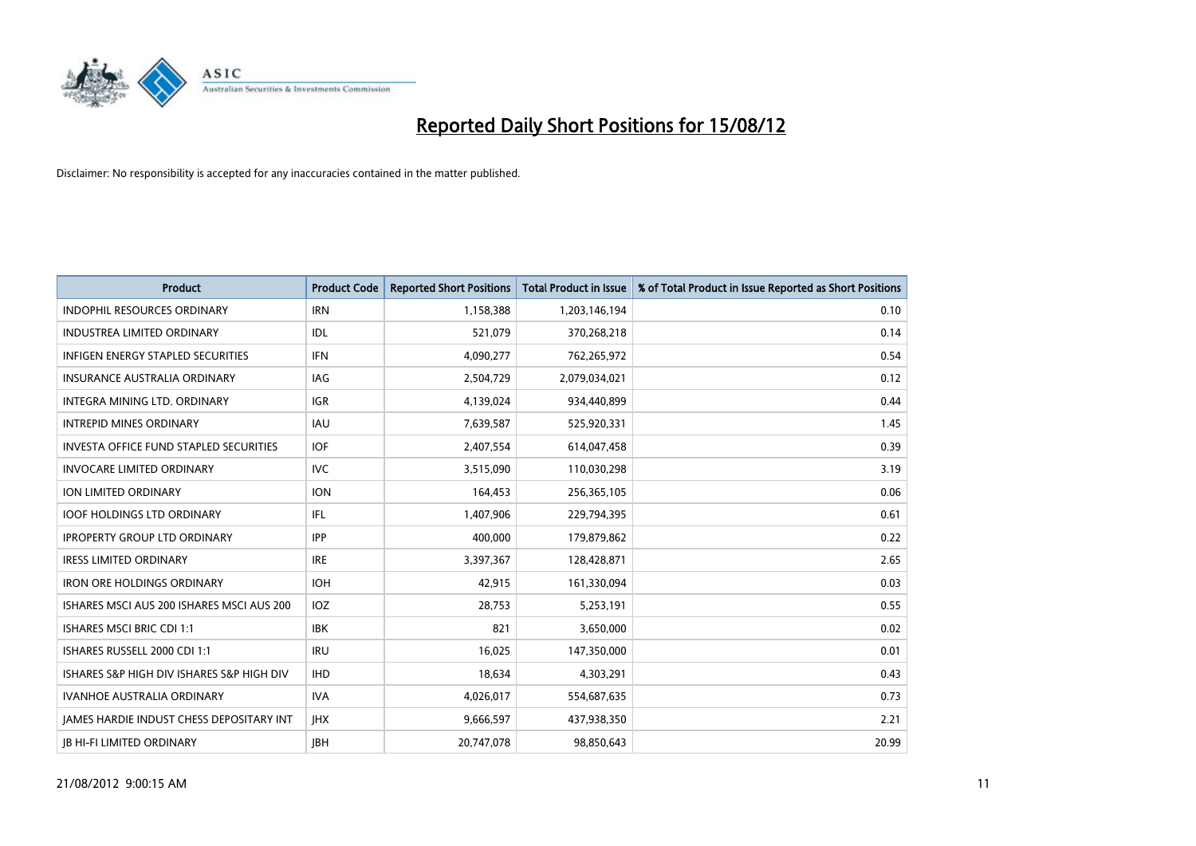# Reported Daily Short Positions for 15/08/12

Disclaimer: No responsibility is accepted for any inaccuracies contained in the matter published.

| Product | Product Code | Reported Short Positions | Total Product in Issue | % of Total Product in Issue Reported as Short Positions |
|---|---|---|---|---|
| INDOPHIL RESOURCES ORDINARY | IRN | 1,158,388 | 1,203,146,194 | 0.10 |
| INDUSTREA LIMITED ORDINARY | IDL | 521,079 | 370,268,218 | 0.14 |
| INFIGEN ENERGY STAPLED SECURITIES | IFN | 4,090,277 | 762,265,972 | 0.54 |
| INSURANCE AUSTRALIA ORDINARY | IAG | 2,504,729 | 2,079,034,021 | 0.12 |
| INTEGRA MINING LTD. ORDINARY | IGR | 4,139,024 | 934,440,899 | 0.44 |
| INTREPID MINES ORDINARY | IAU | 7,639,587 | 525,920,331 | 1.45 |
| INVESTA OFFICE FUND STAPLED SECURITIES | IOF | 2,407,554 | 614,047,458 | 0.39 |
| INVOCARE LIMITED ORDINARY | IVC | 3,515,090 | 110,030,298 | 3.19 |
| ION LIMITED ORDINARY | ION | 164,453 | 256,365,105 | 0.06 |
| IOOF HOLDINGS LTD ORDINARY | IFL | 1,407,906 | 229,794,395 | 0.61 |
| IPROPERTY GROUP LTD ORDINARY | IPP | 400,000 | 179,879,862 | 0.22 |
| IRESS LIMITED ORDINARY | IRE | 3,397,367 | 128,428,871 | 2.65 |
| IRON ORE HOLDINGS ORDINARY | IOH | 42,915 | 161,330,094 | 0.03 |
| ISHARES MSCI AUS 200 ISHARES MSCI AUS 200 | IOZ | 28,753 | 5,253,191 | 0.55 |
| ISHARES MSCI BRIC CDI 1:1 | IBK | 821 | 3,650,000 | 0.02 |
| ISHARES RUSSELL 2000 CDI 1:1 | IRU | 16,025 | 147,350,000 | 0.01 |
| ISHARES S&P HIGH DIV ISHARES S&P HIGH DIV | IHD | 18,634 | 4,303,291 | 0.43 |
| IVANHOE AUSTRALIA ORDINARY | IVA | 4,026,017 | 554,687,635 | 0.73 |
| JAMES HARDIE INDUST CHESS DEPOSITARY INT | JHX | 9,666,597 | 437,938,350 | 2.21 |
| JB HI-FI LIMITED ORDINARY | JBH | 20,747,078 | 98,850,643 | 20.99 |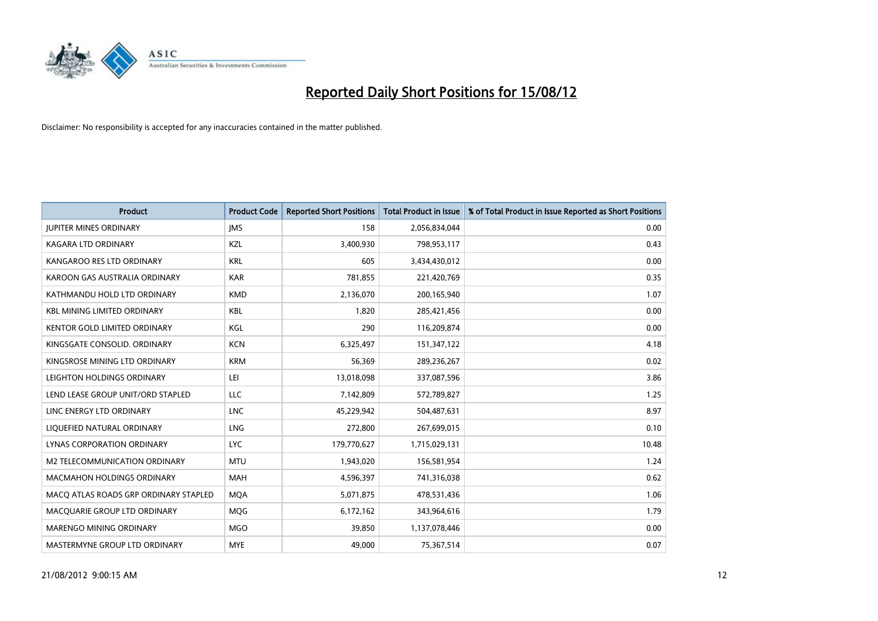# Reported Daily Short Positions for 15/08/12

Disclaimer: No responsibility is accepted for any inaccuracies contained in the matter published.

| Product | Product Code | Reported Short Positions | Total Product in Issue | % of Total Product in Issue Reported as Short Positions |
|---|---|---|---|---|
| JUPITER MINES ORDINARY | JMS | 158 | 2,056,834,044 | 0.00 |
| KAGARA LTD ORDINARY | KZL | 3,400,930 | 798,953,117 | 0.43 |
| KANGAROO RES LTD ORDINARY | KRL | 605 | 3,434,430,012 | 0.00 |
| KAROON GAS AUSTRALIA ORDINARY | KAR | 781,855 | 221,420,769 | 0.35 |
| KATHMANDU HOLD LTD ORDINARY | KMD | 2,136,070 | 200,165,940 | 1.07 |
| KBL MINING LIMITED ORDINARY | KBL | 1,820 | 285,421,456 | 0.00 |
| KENTOR GOLD LIMITED ORDINARY | KGL | 290 | 116,209,874 | 0.00 |
| KINGSGATE CONSOLID. ORDINARY | KCN | 6,325,497 | 151,347,122 | 4.18 |
| KINGSROSE MINING LTD ORDINARY | KRM | 56,369 | 289,236,267 | 0.02 |
| LEIGHTON HOLDINGS ORDINARY | LEI | 13,018,098 | 337,087,596 | 3.86 |
| LEND LEASE GROUP UNIT/ORD STAPLED | LLC | 7,142,809 | 572,789,827 | 1.25 |
| LINC ENERGY LTD ORDINARY | LNC | 45,229,942 | 504,487,631 | 8.97 |
| LIQUEFIED NATURAL ORDINARY | LNG | 272,800 | 267,699,015 | 0.10 |
| LYNAS CORPORATION ORDINARY | LYC | 179,770,627 | 1,715,029,131 | 10.48 |
| M2 TELECOMMUNICATION ORDINARY | MTU | 1,943,020 | 156,581,954 | 1.24 |
| MACMAHON HOLDINGS ORDINARY | MAH | 4,596,397 | 741,316,038 | 0.62 |
| MACQ ATLAS ROADS GRP ORDINARY STAPLED | MQA | 5,071,875 | 478,531,436 | 1.06 |
| MACQUARIE GROUP LTD ORDINARY | MQG | 6,172,162 | 343,964,616 | 1.79 |
| MARENGO MINING ORDINARY | MGO | 39,850 | 1,137,078,446 | 0.00 |
| MASTERMYNE GROUP LTD ORDINARY | MYE | 49,000 | 75,367,514 | 0.07 |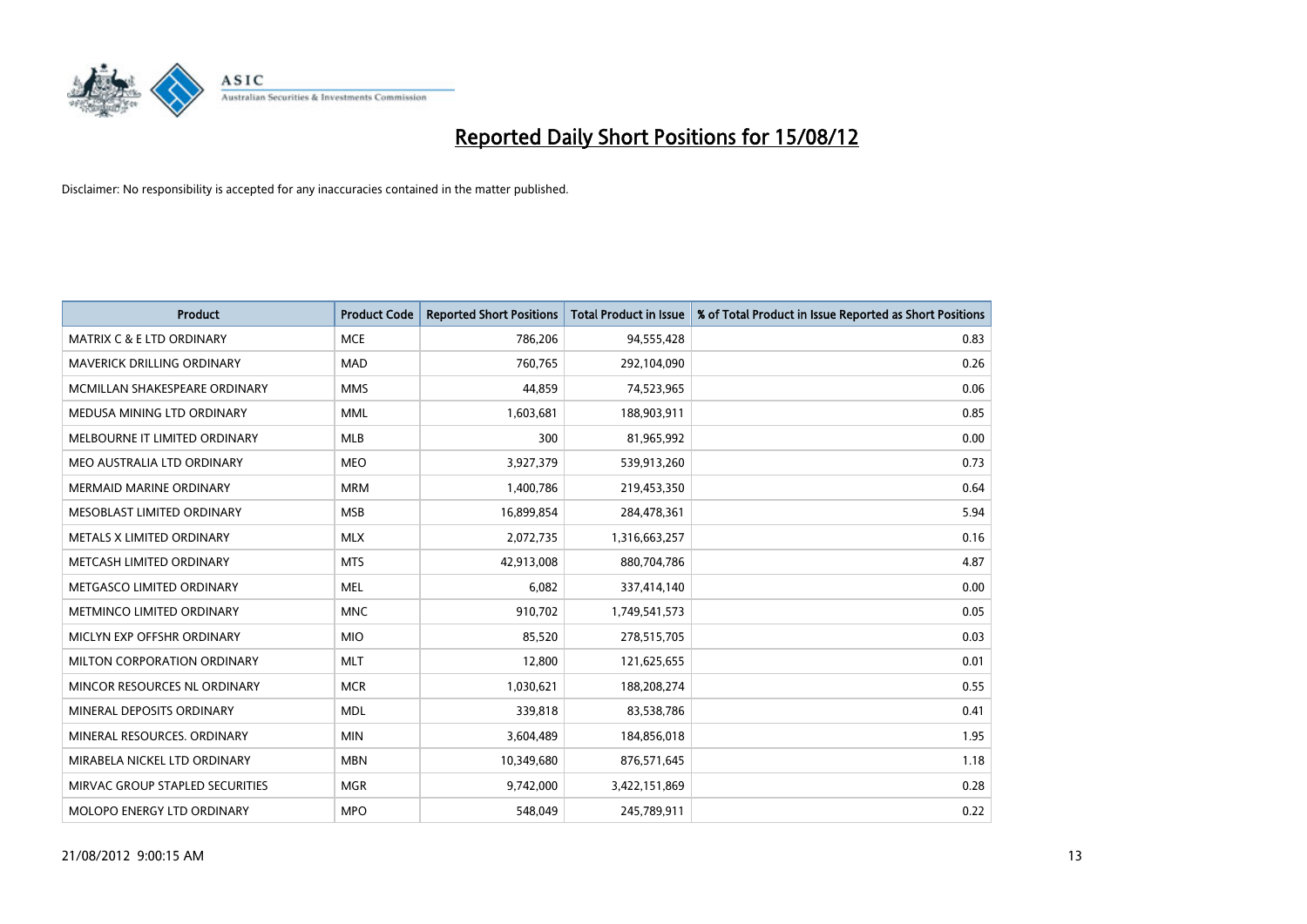# Reported Daily Short Positions for 15/08/12

Disclaimer: No responsibility is accepted for any inaccuracies contained in the matter published.

| Product | Product Code | Reported Short Positions | Total Product in Issue | % of Total Product in Issue Reported as Short Positions |
|---|---|---|---|---|
| MATRIX C & E LTD ORDINARY | MCE | 786,206 | 94,555,428 | 0.83 |
| MAVERICK DRILLING ORDINARY | MAD | 760,765 | 292,104,090 | 0.26 |
| MCMILLAN SHAKESPEARE ORDINARY | MMS | 44,859 | 74,523,965 | 0.06 |
| MEDUSA MINING LTD ORDINARY | MML | 1,603,681 | 188,903,911 | 0.85 |
| MELBOURNE IT LIMITED ORDINARY | MLB | 300 | 81,965,992 | 0.00 |
| MEO AUSTRALIA LTD ORDINARY | MEO | 3,927,379 | 539,913,260 | 0.73 |
| MERMAID MARINE ORDINARY | MRM | 1,400,786 | 219,453,350 | 0.64 |
| MESOBLAST LIMITED ORDINARY | MSB | 16,899,854 | 284,478,361 | 5.94 |
| METALS X LIMITED ORDINARY | MLX | 2,072,735 | 1,316,663,257 | 0.16 |
| METCASH LIMITED ORDINARY | MTS | 42,913,008 | 880,704,786 | 4.87 |
| METGASCO LIMITED ORDINARY | MEL | 6,082 | 337,414,140 | 0.00 |
| METMINCO LIMITED ORDINARY | MNC | 910,702 | 1,749,541,573 | 0.05 |
| MICLYN EXP OFFSHR ORDINARY | MIO | 85,520 | 278,515,705 | 0.03 |
| MILTON CORPORATION ORDINARY | MLT | 12,800 | 121,625,655 | 0.01 |
| MINCOR RESOURCES NL ORDINARY | MCR | 1,030,621 | 188,208,274 | 0.55 |
| MINERAL DEPOSITS ORDINARY | MDL | 339,818 | 83,538,786 | 0.41 |
| MINERAL RESOURCES. ORDINARY | MIN | 3,604,489 | 184,856,018 | 1.95 |
| MIRABELA NICKEL LTD ORDINARY | MBN | 10,349,680 | 876,571,645 | 1.18 |
| MIRVAC GROUP STAPLED SECURITIES | MGR | 9,742,000 | 3,422,151,869 | 0.28 |
| MOLOPO ENERGY LTD ORDINARY | MPO | 548,049 | 245,789,911 | 0.22 |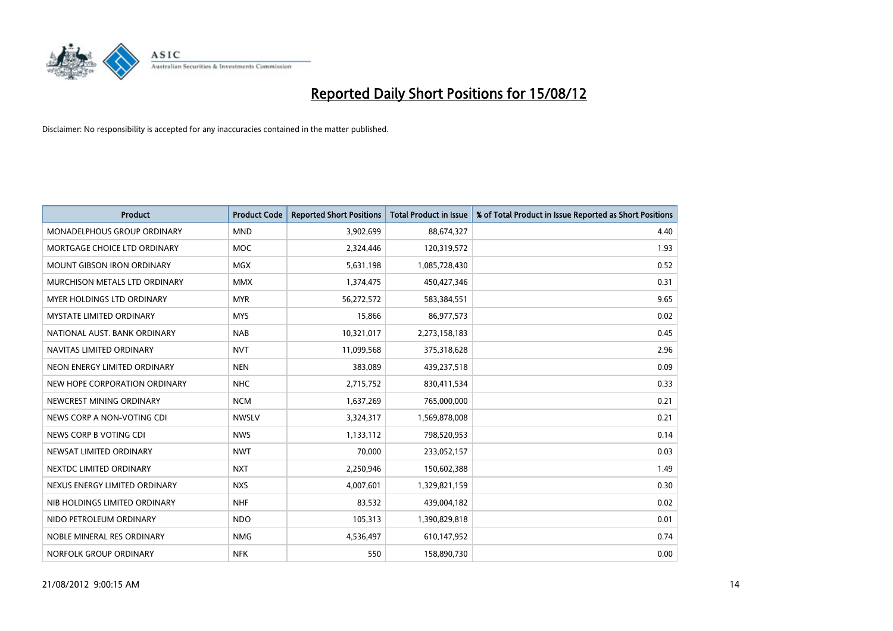# Reported Daily Short Positions for 15/08/12

Disclaimer: No responsibility is accepted for any inaccuracies contained in the matter published.

| Product | Product Code | Reported Short Positions | Total Product in Issue | % of Total Product in Issue Reported as Short Positions |
|---|---|---|---|---|
| MONADELPHOUS GROUP ORDINARY | MND | 3,902,699 | 88,674,327 | 4.40 |
| MORTGAGE CHOICE LTD ORDINARY | MOC | 2,324,446 | 120,319,572 | 1.93 |
| MOUNT GIBSON IRON ORDINARY | MGX | 5,631,198 | 1,085,728,430 | 0.52 |
| MURCHISON METALS LTD ORDINARY | MMX | 1,374,475 | 450,427,346 | 0.31 |
| MYER HOLDINGS LTD ORDINARY | MYR | 56,272,572 | 583,384,551 | 9.65 |
| MYSTATE LIMITED ORDINARY | MYS | 15,866 | 86,977,573 | 0.02 |
| NATIONAL AUST. BANK ORDINARY | NAB | 10,321,017 | 2,273,158,183 | 0.45 |
| NAVITAS LIMITED ORDINARY | NVT | 11,099,568 | 375,318,628 | 2.96 |
| NEON ENERGY LIMITED ORDINARY | NEN | 383,089 | 439,237,518 | 0.09 |
| NEW HOPE CORPORATION ORDINARY | NHC | 2,715,752 | 830,411,534 | 0.33 |
| NEWCREST MINING ORDINARY | NCM | 1,637,269 | 765,000,000 | 0.21 |
| NEWS CORP A NON-VOTING CDI | NWSLV | 3,324,317 | 1,569,878,008 | 0.21 |
| NEWS CORP B VOTING CDI | NWS | 1,133,112 | 798,520,953 | 0.14 |
| NEWSAT LIMITED ORDINARY | NWT | 70,000 | 233,052,157 | 0.03 |
| NEXTDC LIMITED ORDINARY | NXT | 2,250,946 | 150,602,388 | 1.49 |
| NEXUS ENERGY LIMITED ORDINARY | NXS | 4,007,601 | 1,329,821,159 | 0.30 |
| NIB HOLDINGS LIMITED ORDINARY | NHF | 83,532 | 439,004,182 | 0.02 |
| NIDO PETROLEUM ORDINARY | NDO | 105,313 | 1,390,829,818 | 0.01 |
| NOBLE MINERAL RES ORDINARY | NMG | 4,536,497 | 610,147,952 | 0.74 |
| NORFOLK GROUP ORDINARY | NFK | 550 | 158,890,730 | 0.00 |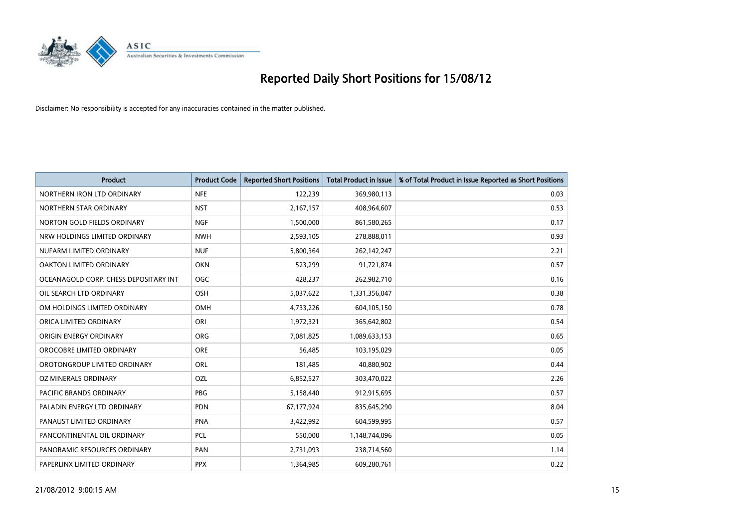# Reported Daily Short Positions for 15/08/12

Disclaimer: No responsibility is accepted for any inaccuracies contained in the matter published.

| Product | Product Code | Reported Short Positions | Total Product in Issue | % of Total Product in Issue Reported as Short Positions |
|---|---|---|---|---|
| NORTHERN IRON LTD ORDINARY | NFE | 122,239 | 369,980,113 | 0.03 |
| NORTHERN STAR ORDINARY | NST | 2,167,157 | 408,964,607 | 0.53 |
| NORTON GOLD FIELDS ORDINARY | NGF | 1,500,000 | 861,580,265 | 0.17 |
| NRW HOLDINGS LIMITED ORDINARY | NWH | 2,593,105 | 278,888,011 | 0.93 |
| NUFARM LIMITED ORDINARY | NUF | 5,800,364 | 262,142,247 | 2.21 |
| OAKTON LIMITED ORDINARY | OKN | 523,299 | 91,721,874 | 0.57 |
| OCEANAGOLD CORP. CHESS DEPOSITARY INT | OGC | 428,237 | 262,982,710 | 0.16 |
| OIL SEARCH LTD ORDINARY | OSH | 5,037,622 | 1,331,356,047 | 0.38 |
| OM HOLDINGS LIMITED ORDINARY | OMH | 4,733,226 | 604,105,150 | 0.78 |
| ORICA LIMITED ORDINARY | ORI | 1,972,321 | 365,642,802 | 0.54 |
| ORIGIN ENERGY ORDINARY | ORG | 7,081,825 | 1,089,633,153 | 0.65 |
| OROCOBRE LIMITED ORDINARY | ORE | 56,485 | 103,195,029 | 0.05 |
| OROTONGROUP LIMITED ORDINARY | ORL | 181,485 | 40,880,902 | 0.44 |
| OZ MINERALS ORDINARY | OZL | 6,852,527 | 303,470,022 | 2.26 |
| PACIFIC BRANDS ORDINARY | PBG | 5,158,440 | 912,915,695 | 0.57 |
| PALADIN ENERGY LTD ORDINARY | PDN | 67,177,924 | 835,645,290 | 8.04 |
| PANAUST LIMITED ORDINARY | PNA | 3,422,992 | 604,599,995 | 0.57 |
| PANCONTINENTAL OIL ORDINARY | PCL | 550,000 | 1,148,744,096 | 0.05 |
| PANORAMIC RESOURCES ORDINARY | PAN | 2,731,093 | 238,714,560 | 1.14 |
| PAPERLINX LIMITED ORDINARY | PPX | 1,364,985 | 609,280,761 | 0.22 |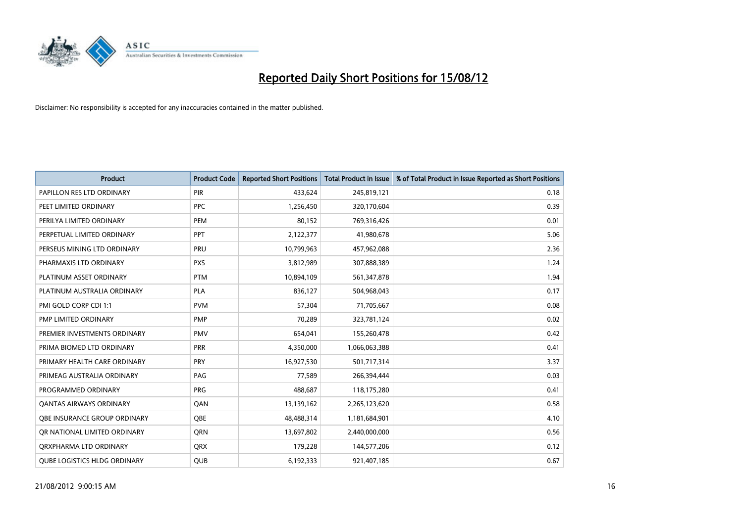# Reported Daily Short Positions for 15/08/12

Disclaimer: No responsibility is accepted for any inaccuracies contained in the matter published.

| Product | Product Code | Reported Short Positions | Total Product in Issue | % of Total Product in Issue Reported as Short Positions |
|---|---|---|---|---|
| PAPILLON RES LTD ORDINARY | PIR | 433,624 | 245,819,121 | 0.18 |
| PEET LIMITED ORDINARY | PPC | 1,256,450 | 320,170,604 | 0.39 |
| PERILYA LIMITED ORDINARY | PEM | 80,152 | 769,316,426 | 0.01 |
| PERPETUAL LIMITED ORDINARY | PPT | 2,122,377 | 41,980,678 | 5.06 |
| PERSEUS MINING LTD ORDINARY | PRU | 10,799,963 | 457,962,088 | 2.36 |
| PHARMAXIS LTD ORDINARY | PXS | 3,812,989 | 307,888,389 | 1.24 |
| PLATINUM ASSET ORDINARY | PTM | 10,894,109 | 561,347,878 | 1.94 |
| PLATINUM AUSTRALIA ORDINARY | PLA | 836,127 | 504,968,043 | 0.17 |
| PMI GOLD CORP CDI 1:1 | PVM | 57,304 | 71,705,667 | 0.08 |
| PMP LIMITED ORDINARY | PMP | 70,289 | 323,781,124 | 0.02 |
| PREMIER INVESTMENTS ORDINARY | PMV | 654,041 | 155,260,478 | 0.42 |
| PRIMA BIOMED LTD ORDINARY | PRR | 4,350,000 | 1,066,063,388 | 0.41 |
| PRIMARY HEALTH CARE ORDINARY | PRY | 16,927,530 | 501,717,314 | 3.37 |
| PRIMEAG AUSTRALIA ORDINARY | PAG | 77,589 | 266,394,444 | 0.03 |
| PROGRAMMED ORDINARY | PRG | 488,687 | 118,175,280 | 0.41 |
| QANTAS AIRWAYS ORDINARY | QAN | 13,139,162 | 2,265,123,620 | 0.58 |
| QBE INSURANCE GROUP ORDINARY | QBE | 48,488,314 | 1,181,684,901 | 4.10 |
| QR NATIONAL LIMITED ORDINARY | QRN | 13,697,802 | 2,440,000,000 | 0.56 |
| QRXPHARMA LTD ORDINARY | QRX | 179,228 | 144,577,206 | 0.12 |
| QUBE LOGISTICS HLDG ORDINARY | QUB | 6,192,333 | 921,407,185 | 0.67 |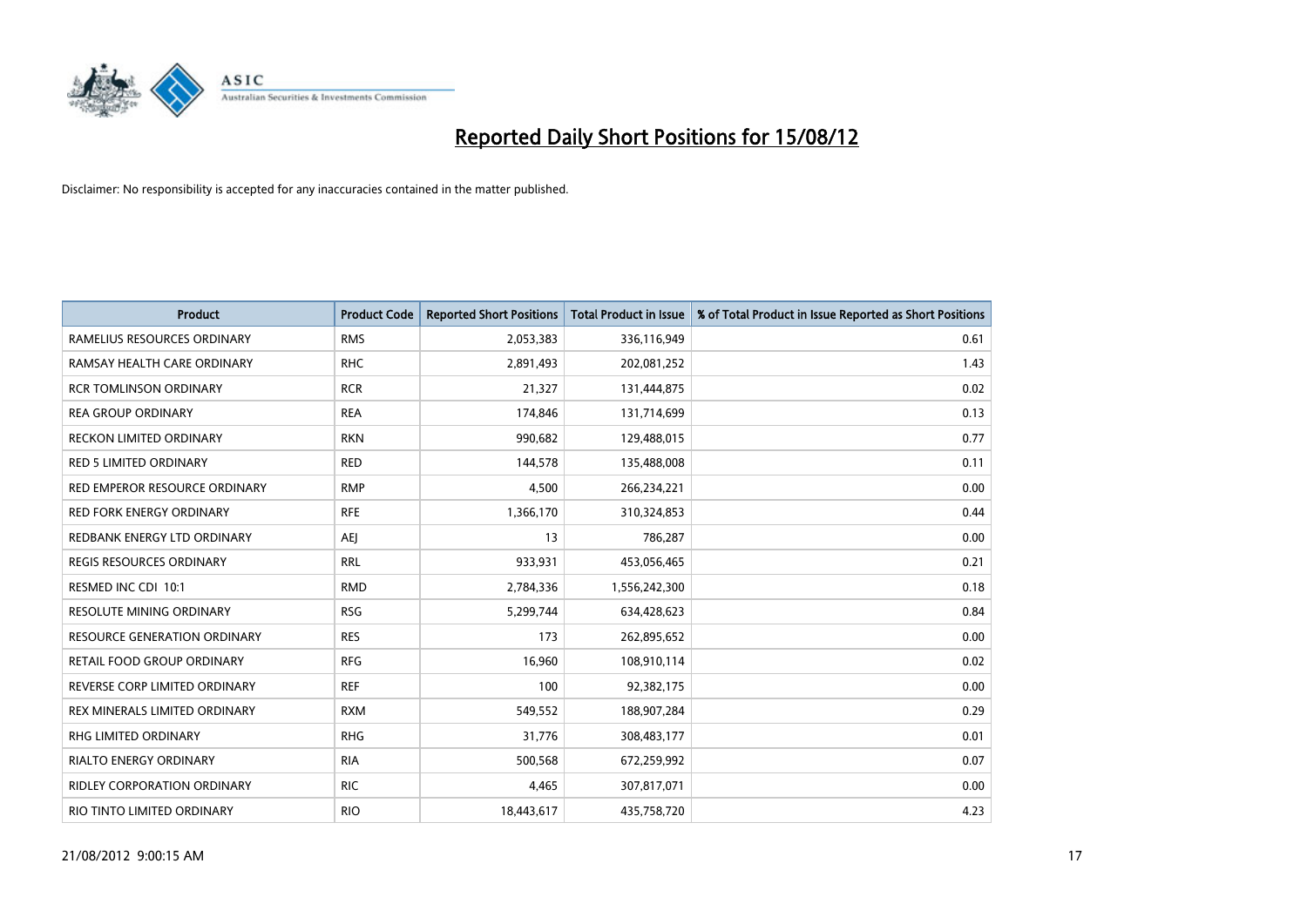# Reported Daily Short Positions for 15/08/12

Disclaimer: No responsibility is accepted for any inaccuracies contained in the matter published.

| Product | Product Code | Reported Short Positions | Total Product in Issue | % of Total Product in Issue Reported as Short Positions |
|---|---|---|---|---|
| RAMELIUS RESOURCES ORDINARY | RMS | 2,053,383 | 336,116,949 | 0.61 |
| RAMSAY HEALTH CARE ORDINARY | RHC | 2,891,493 | 202,081,252 | 1.43 |
| RCR TOMLINSON ORDINARY | RCR | 21,327 | 131,444,875 | 0.02 |
| REA GROUP ORDINARY | REA | 174,846 | 131,714,699 | 0.13 |
| RECKON LIMITED ORDINARY | RKN | 990,682 | 129,488,015 | 0.77 |
| RED 5 LIMITED ORDINARY | RED | 144,578 | 135,488,008 | 0.11 |
| RED EMPEROR RESOURCE ORDINARY | RMP | 4,500 | 266,234,221 | 0.00 |
| RED FORK ENERGY ORDINARY | RFE | 1,366,170 | 310,324,853 | 0.44 |
| REDBANK ENERGY LTD ORDINARY | AEJ | 13 | 786,287 | 0.00 |
| REGIS RESOURCES ORDINARY | RRL | 933,931 | 453,056,465 | 0.21 |
| RESMED INC CDI 10:1 | RMD | 2,784,336 | 1,556,242,300 | 0.18 |
| RESOLUTE MINING ORDINARY | RSG | 5,299,744 | 634,428,623 | 0.84 |
| RESOURCE GENERATION ORDINARY | RES | 173 | 262,895,652 | 0.00 |
| RETAIL FOOD GROUP ORDINARY | RFG | 16,960 | 108,910,114 | 0.02 |
| REVERSE CORP LIMITED ORDINARY | REF | 100 | 92,382,175 | 0.00 |
| REX MINERALS LIMITED ORDINARY | RXM | 549,552 | 188,907,284 | 0.29 |
| RHG LIMITED ORDINARY | RHG | 31,776 | 308,483,177 | 0.01 |
| RIALTO ENERGY ORDINARY | RIA | 500,568 | 672,259,992 | 0.07 |
| RIDLEY CORPORATION ORDINARY | RIC | 4,465 | 307,817,071 | 0.00 |
| RIO TINTO LIMITED ORDINARY | RIO | 18,443,617 | 435,758,720 | 4.23 |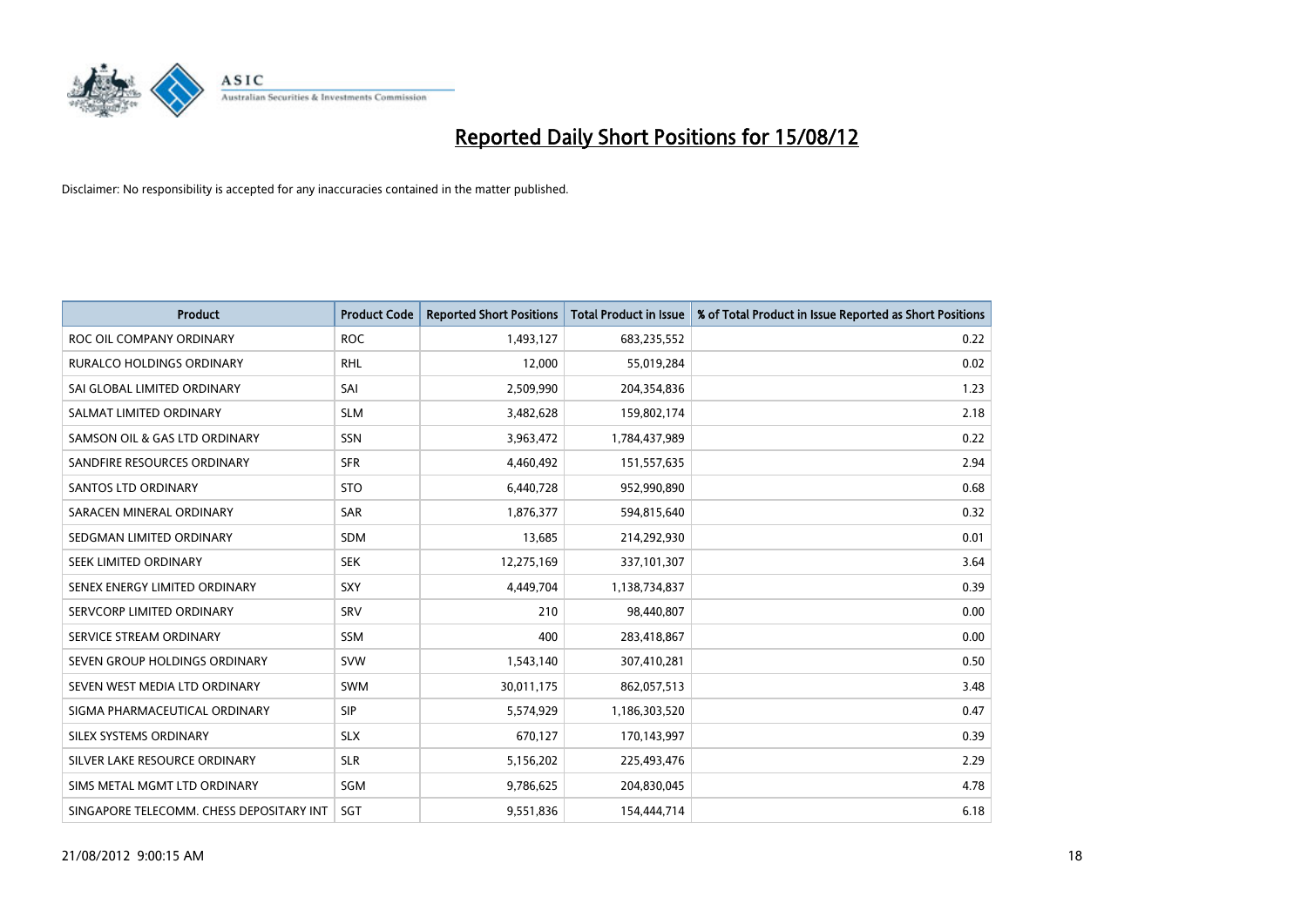# Reported Daily Short Positions for 15/08/12

Disclaimer: No responsibility is accepted for any inaccuracies contained in the matter published.

| Product | Product Code | Reported Short Positions | Total Product in Issue | % of Total Product in Issue Reported as Short Positions |
|---|---|---|---|---|
| ROC OIL COMPANY ORDINARY | ROC | 1,493,127 | 683,235,552 | 0.22 |
| RURALCO HOLDINGS ORDINARY | RHL | 12,000 | 55,019,284 | 0.02 |
| SAI GLOBAL LIMITED ORDINARY | SAI | 2,509,990 | 204,354,836 | 1.23 |
| SALMAT LIMITED ORDINARY | SLM | 3,482,628 | 159,802,174 | 2.18 |
| SAMSON OIL & GAS LTD ORDINARY | SSN | 3,963,472 | 1,784,437,989 | 0.22 |
| SANDFIRE RESOURCES ORDINARY | SFR | 4,460,492 | 151,557,635 | 2.94 |
| SANTOS LTD ORDINARY | STO | 6,440,728 | 952,990,890 | 0.68 |
| SARACEN MINERAL ORDINARY | SAR | 1,876,377 | 594,815,640 | 0.32 |
| SEDGMAN LIMITED ORDINARY | SDM | 13,685 | 214,292,930 | 0.01 |
| SEEK LIMITED ORDINARY | SEK | 12,275,169 | 337,101,307 | 3.64 |
| SENEX ENERGY LIMITED ORDINARY | SXY | 4,449,704 | 1,138,734,837 | 0.39 |
| SERVCORP LIMITED ORDINARY | SRV | 210 | 98,440,807 | 0.00 |
| SERVICE STREAM ORDINARY | SSM | 400 | 283,418,867 | 0.00 |
| SEVEN GROUP HOLDINGS ORDINARY | SVW | 1,543,140 | 307,410,281 | 0.50 |
| SEVEN WEST MEDIA LTD ORDINARY | SWM | 30,011,175 | 862,057,513 | 3.48 |
| SIGMA PHARMACEUTICAL ORDINARY | SIP | 5,574,929 | 1,186,303,520 | 0.47 |
| SILEX SYSTEMS ORDINARY | SLX | 670,127 | 170,143,997 | 0.39 |
| SILVER LAKE RESOURCE ORDINARY | SLR | 5,156,202 | 225,493,476 | 2.29 |
| SIMS METAL MGMT LTD ORDINARY | SGM | 9,786,625 | 204,830,045 | 4.78 |
| SINGAPORE TELECOMM. CHESS DEPOSITARY INT | SGT | 9,551,836 | 154,444,714 | 6.18 |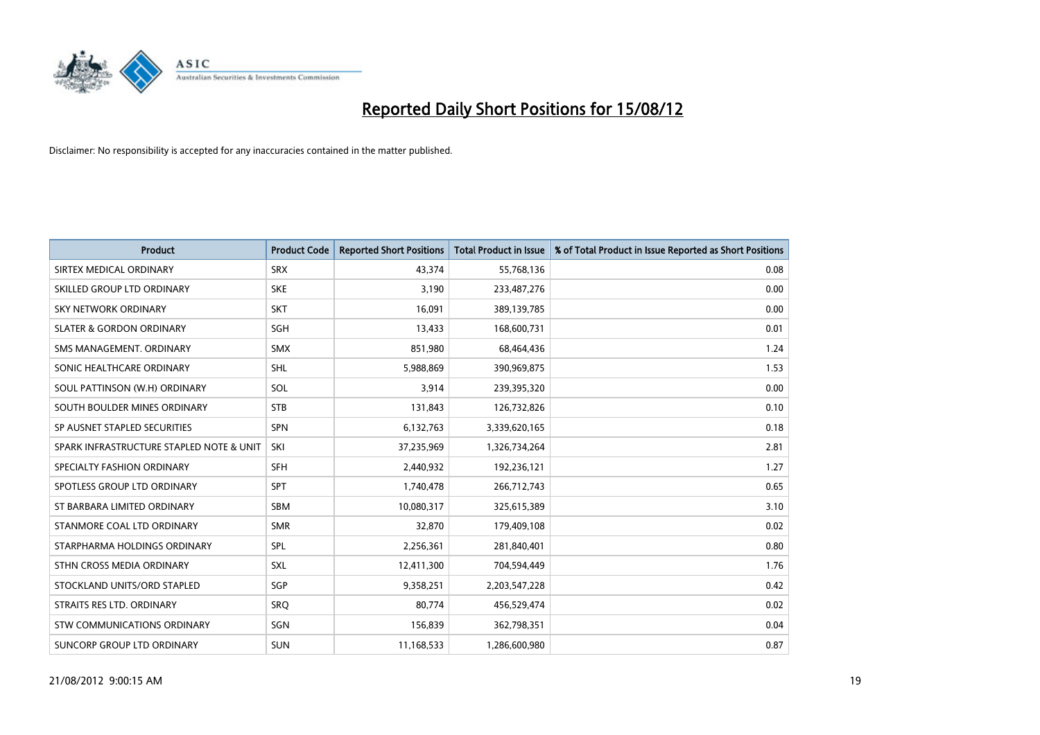# Reported Daily Short Positions for 15/08/12

Disclaimer: No responsibility is accepted for any inaccuracies contained in the matter published.

| Product | Product Code | Reported Short Positions | Total Product in Issue | % of Total Product in Issue Reported as Short Positions |
|---|---|---|---|---|
| SIRTEX MEDICAL ORDINARY | SRX | 43,374 | 55,768,136 | 0.08 |
| SKILLED GROUP LTD ORDINARY | SKE | 3,190 | 233,487,276 | 0.00 |
| SKY NETWORK ORDINARY | SKT | 16,091 | 389,139,785 | 0.00 |
| SLATER & GORDON ORDINARY | SGH | 13,433 | 168,600,731 | 0.01 |
| SMS MANAGEMENT. ORDINARY | SMX | 851,980 | 68,464,436 | 1.24 |
| SONIC HEALTHCARE ORDINARY | SHL | 5,988,869 | 390,969,875 | 1.53 |
| SOUL PATTINSON (W.H) ORDINARY | SOL | 3,914 | 239,395,320 | 0.00 |
| SOUTH BOULDER MINES ORDINARY | STB | 131,843 | 126,732,826 | 0.10 |
| SP AUSNET STAPLED SECURITIES | SPN | 6,132,763 | 3,339,620,165 | 0.18 |
| SPARK INFRASTRUCTURE STAPLED NOTE & UNIT | SKI | 37,235,969 | 1,326,734,264 | 2.81 |
| SPECIALTY FASHION ORDINARY | SFH | 2,440,932 | 192,236,121 | 1.27 |
| SPOTLESS GROUP LTD ORDINARY | SPT | 1,740,478 | 266,712,743 | 0.65 |
| ST BARBARA LIMITED ORDINARY | SBM | 10,080,317 | 325,615,389 | 3.10 |
| STANMORE COAL LTD ORDINARY | SMR | 32,870 | 179,409,108 | 0.02 |
| STARPHARMA HOLDINGS ORDINARY | SPL | 2,256,361 | 281,840,401 | 0.80 |
| STHN CROSS MEDIA ORDINARY | SXL | 12,411,300 | 704,594,449 | 1.76 |
| STOCKLAND UNITS/ORD STAPLED | SGP | 9,358,251 | 2,203,547,228 | 0.42 |
| STRAITS RES LTD. ORDINARY | SRQ | 80,774 | 456,529,474 | 0.02 |
| STW COMMUNICATIONS ORDINARY | SGN | 156,839 | 362,798,351 | 0.04 |
| SUNCORP GROUP LTD ORDINARY | SUN | 11,168,533 | 1,286,600,980 | 0.87 |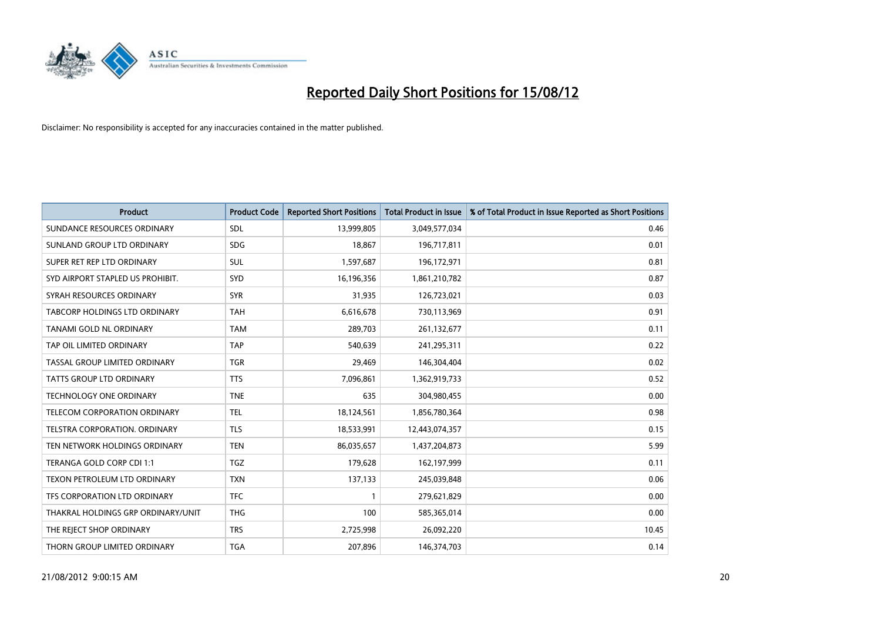# Reported Daily Short Positions for 15/08/12

Disclaimer: No responsibility is accepted for any inaccuracies contained in the matter published.

| Product | Product Code | Reported Short Positions | Total Product in Issue | % of Total Product in Issue Reported as Short Positions |
|---|---|---|---|---|
| SUNDANCE RESOURCES ORDINARY | SDL | 13,999,805 | 3,049,577,034 | 0.46 |
| SUNLAND GROUP LTD ORDINARY | SDG | 18,867 | 196,717,811 | 0.01 |
| SUPER RET REP LTD ORDINARY | SUL | 1,597,687 | 196,172,971 | 0.81 |
| SYD AIRPORT STAPLED US PROHIBIT. | SYD | 16,196,356 | 1,861,210,782 | 0.87 |
| SYRAH RESOURCES ORDINARY | SYR | 31,935 | 126,723,021 | 0.03 |
| TABCORP HOLDINGS LTD ORDINARY | TAH | 6,616,678 | 730,113,969 | 0.91 |
| TANAMI GOLD NL ORDINARY | TAM | 289,703 | 261,132,677 | 0.11 |
| TAP OIL LIMITED ORDINARY | TAP | 540,639 | 241,295,311 | 0.22 |
| TASSAL GROUP LIMITED ORDINARY | TGR | 29,469 | 146,304,404 | 0.02 |
| TATTS GROUP LTD ORDINARY | TTS | 7,096,861 | 1,362,919,733 | 0.52 |
| TECHNOLOGY ONE ORDINARY | TNE | 635 | 304,980,455 | 0.00 |
| TELECOM CORPORATION ORDINARY | TEL | 18,124,561 | 1,856,780,364 | 0.98 |
| TELSTRA CORPORATION. ORDINARY | TLS | 18,533,991 | 12,443,074,357 | 0.15 |
| TEN NETWORK HOLDINGS ORDINARY | TEN | 86,035,657 | 1,437,204,873 | 5.99 |
| TERANGA GOLD CORP CDI 1:1 | TGZ | 179,628 | 162,197,999 | 0.11 |
| TEXON PETROLEUM LTD ORDINARY | TXN | 137,133 | 245,039,848 | 0.06 |
| TFS CORPORATION LTD ORDINARY | TFC | 1 | 279,621,829 | 0.00 |
| THAKRAL HOLDINGS GRP ORDINARY/UNIT | THG | 100 | 585,365,014 | 0.00 |
| THE REJECT SHOP ORDINARY | TRS | 2,725,998 | 26,092,220 | 10.45 |
| THORN GROUP LIMITED ORDINARY | TGA | 207,896 | 146,374,703 | 0.14 |

21/08/2012 9:00:15 AM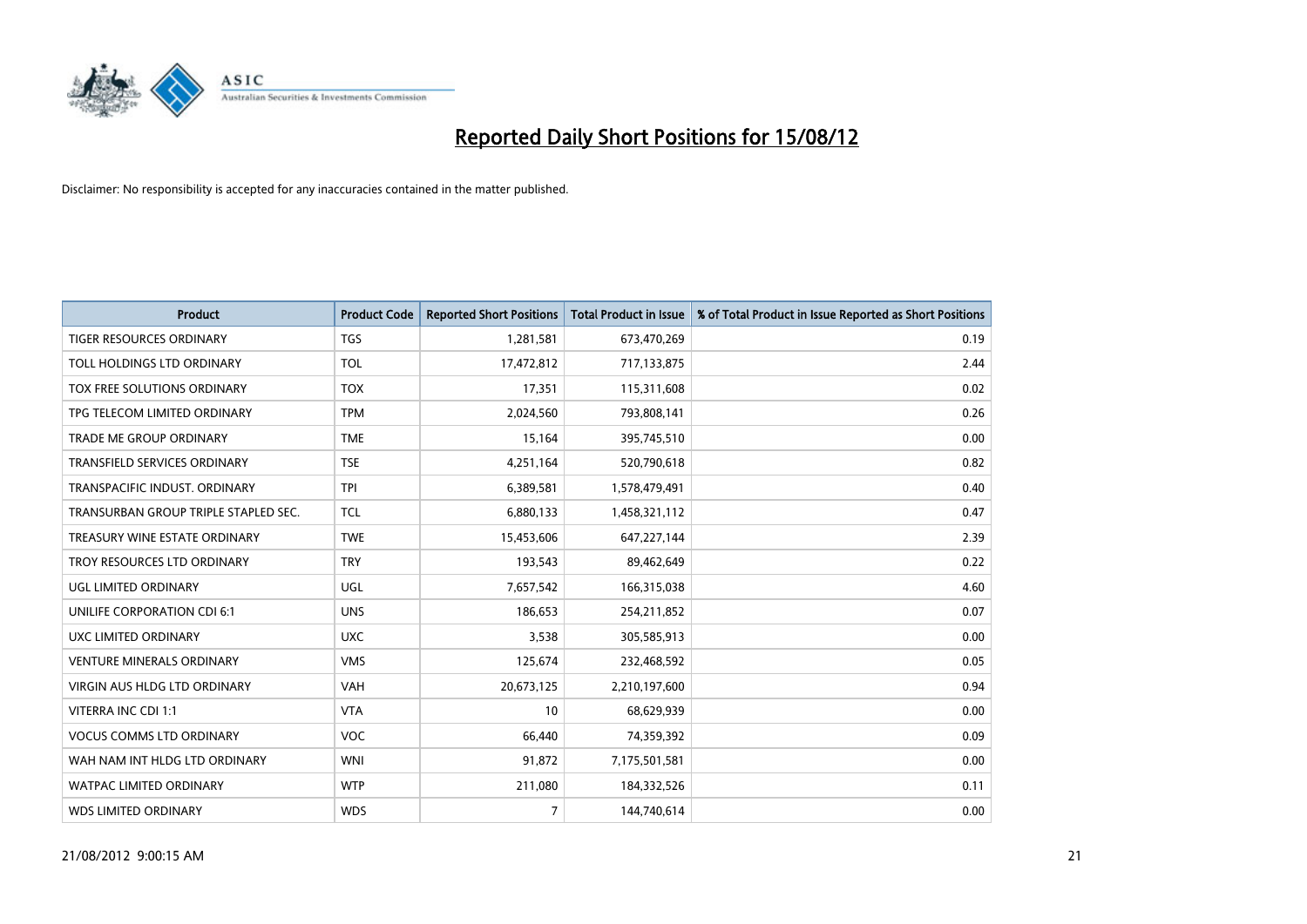# Reported Daily Short Positions for 15/08/12

Disclaimer: No responsibility is accepted for any inaccuracies contained in the matter published.

| Product | Product Code | Reported Short Positions | Total Product in Issue | % of Total Product in Issue Reported as Short Positions |
|---|---|---|---|---|
| TIGER RESOURCES ORDINARY | TGS | 1,281,581 | 673,470,269 | 0.19 |
| TOLL HOLDINGS LTD ORDINARY | TOL | 17,472,812 | 717,133,875 | 2.44 |
| TOX FREE SOLUTIONS ORDINARY | TOX | 17,351 | 115,311,608 | 0.02 |
| TPG TELECOM LIMITED ORDINARY | TPM | 2,024,560 | 793,808,141 | 0.26 |
| TRADE ME GROUP ORDINARY | TME | 15,164 | 395,745,510 | 0.00 |
| TRANSFIELD SERVICES ORDINARY | TSE | 4,251,164 | 520,790,618 | 0.82 |
| TRANSPACIFIC INDUST. ORDINARY | TPI | 6,389,581 | 1,578,479,491 | 0.40 |
| TRANSURBAN GROUP TRIPLE STAPLED SEC. | TCL | 6,880,133 | 1,458,321,112 | 0.47 |
| TREASURY WINE ESTATE ORDINARY | TWE | 15,453,606 | 647,227,144 | 2.39 |
| TROY RESOURCES LTD ORDINARY | TRY | 193,543 | 89,462,649 | 0.22 |
| UGL LIMITED ORDINARY | UGL | 7,657,542 | 166,315,038 | 4.60 |
| UNILIFE CORPORATION CDI 6:1 | UNS | 186,653 | 254,211,852 | 0.07 |
| UXC LIMITED ORDINARY | UXC | 3,538 | 305,585,913 | 0.00 |
| VENTURE MINERALS ORDINARY | VMS | 125,674 | 232,468,592 | 0.05 |
| VIRGIN AUS HLDG LTD ORDINARY | VAH | 20,673,125 | 2,210,197,600 | 0.94 |
| VITERRA INC CDI 1:1 | VTA | 10 | 68,629,939 | 0.00 |
| VOCUS COMMS LTD ORDINARY | VOC | 66,440 | 74,359,392 | 0.09 |
| WAH NAM INT HLDG LTD ORDINARY | WNI | 91,872 | 7,175,501,581 | 0.00 |
| WATPAC LIMITED ORDINARY | WTP | 211,080 | 184,332,526 | 0.11 |
| WDS LIMITED ORDINARY | WDS | 7 | 144,740,614 | 0.00 |

21/08/2012 9:00:15 AM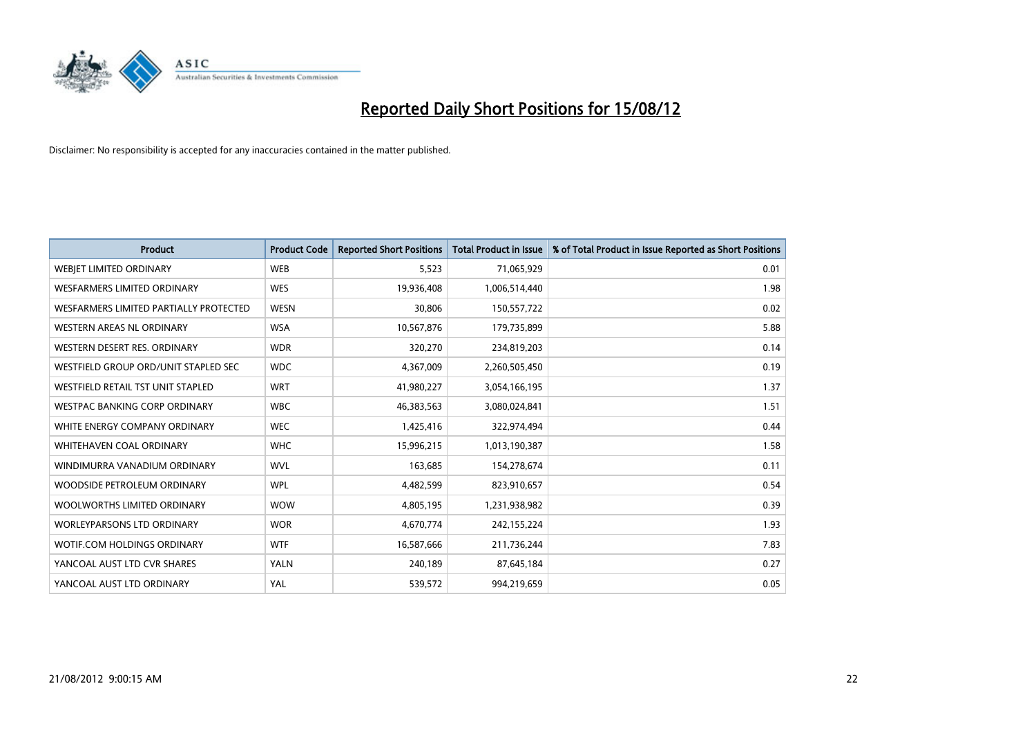# Reported Daily Short Positions for 15/08/12

Disclaimer: No responsibility is accepted for any inaccuracies contained in the matter published.

| Product | Product Code | Reported Short Positions | Total Product in Issue | % of Total Product in Issue Reported as Short Positions |
|---|---|---|---|---|
| WEBJET LIMITED ORDINARY | WEB | 5,523 | 71,065,929 | 0.01 |
| WESFARMERS LIMITED ORDINARY | WES | 19,936,408 | 1,006,514,440 | 1.98 |
| WESFARMERS LIMITED PARTIALLY PROTECTED | WESN | 30,806 | 150,557,722 | 0.02 |
| WESTERN AREAS NL ORDINARY | WSA | 10,567,876 | 179,735,899 | 5.88 |
| WESTERN DESERT RES. ORDINARY | WDR | 320,270 | 234,819,203 | 0.14 |
| WESTFIELD GROUP ORD/UNIT STAPLED SEC | WDC | 4,367,009 | 2,260,505,450 | 0.19 |
| WESTFIELD RETAIL TST UNIT STAPLED | WRT | 41,980,227 | 3,054,166,195 | 1.37 |
| WESTPAC BANKING CORP ORDINARY | WBC | 46,383,563 | 3,080,024,841 | 1.51 |
| WHITE ENERGY COMPANY ORDINARY | WEC | 1,425,416 | 322,974,494 | 0.44 |
| WHITEHAVEN COAL ORDINARY | WHC | 15,996,215 | 1,013,190,387 | 1.58 |
| WINDIMURRA VANADIUM ORDINARY | WVL | 163,685 | 154,278,674 | 0.11 |
| WOODSIDE PETROLEUM ORDINARY | WPL | 4,482,599 | 823,910,657 | 0.54 |
| WOOLWORTHS LIMITED ORDINARY | WOW | 4,805,195 | 1,231,938,982 | 0.39 |
| WORLEYPARSONS LTD ORDINARY | WOR | 4,670,774 | 242,155,224 | 1.93 |
| WOTIF.COM HOLDINGS ORDINARY | WTF | 16,587,666 | 211,736,244 | 7.83 |
| YANCOAL AUST LTD CVR SHARES | YALN | 240,189 | 87,645,184 | 0.27 |
| YANCOAL AUST LTD ORDINARY | YAL | 539,572 | 994,219,659 | 0.05 |

21/08/2012 9:00:15 AM